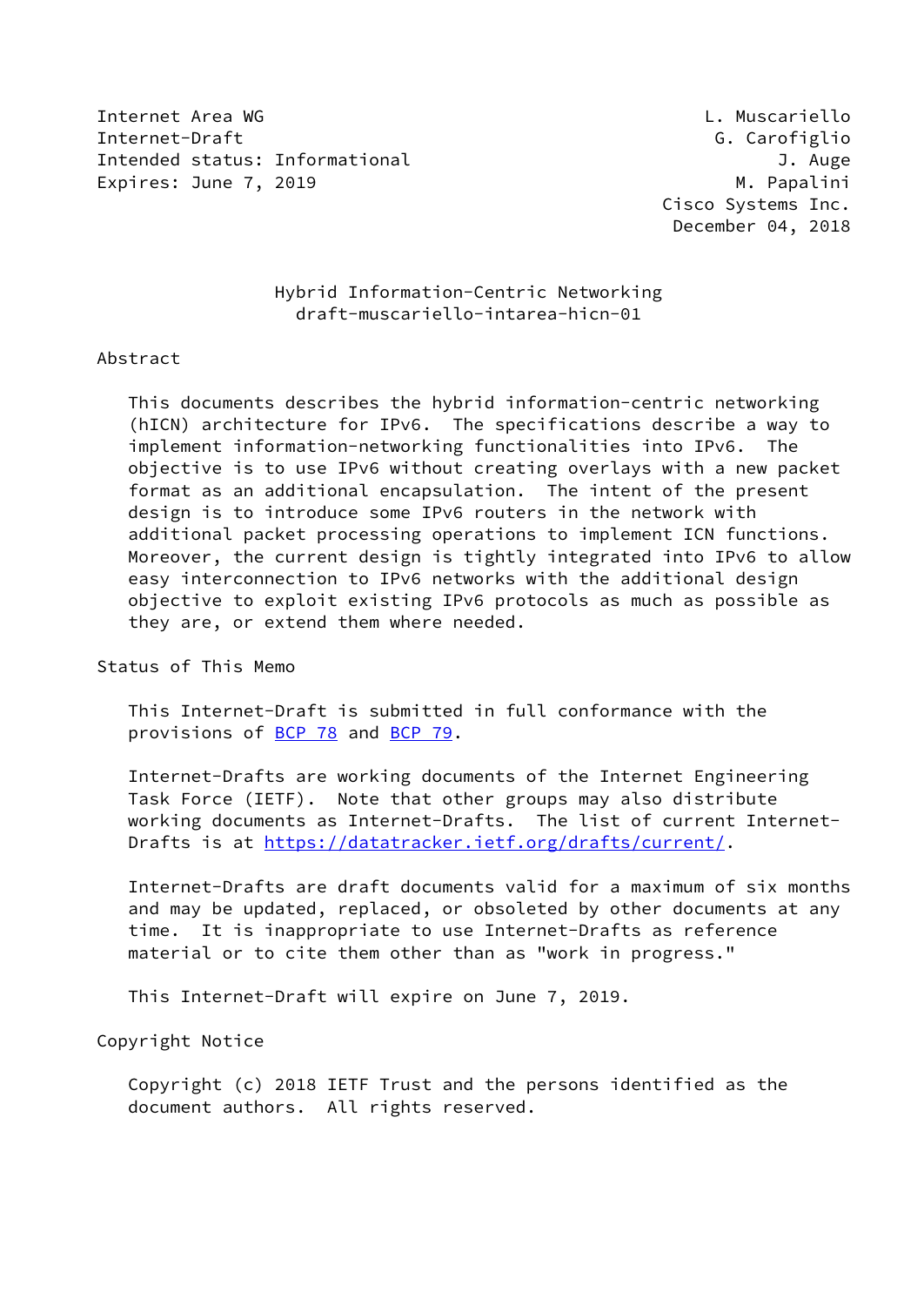Internet Area WG L. Muscariello
Internet-Draft G. Carofiglio
Intended status: Informational J. Auge
Expires: June 7, 2019 M. Papalini
Cisco Systems Inc.
December 04, 2018

# Hybrid Information-Centric Networking
draft-muscariello-intarea-hicn-01

## Abstract

This documents describes the hybrid information-centric networking (hICN) architecture for IPv6. The specifications describe a way to implement information-networking functionalities into IPv6. The objective is to use IPv6 without creating overlays with a new packet format as an additional encapsulation. The intent of the present design is to introduce some IPv6 routers in the network with additional packet processing operations to implement ICN functions. Moreover, the current design is tightly integrated into IPv6 to allow easy interconnection to IPv6 networks with the additional design objective to exploit existing IPv6 protocols as much as possible as they are, or extend them where needed.

## Status of This Memo

This Internet-Draft is submitted in full conformance with the provisions of BCP 78 and BCP 79.

Internet-Drafts are working documents of the Internet Engineering Task Force (IETF). Note that other groups may also distribute working documents as Internet-Drafts. The list of current Internet-Drafts is at https://datatracker.ietf.org/drafts/current/.

Internet-Drafts are draft documents valid for a maximum of six months and may be updated, replaced, or obsoleted by other documents at any time. It is inappropriate to use Internet-Drafts as reference material or to cite them other than as "work in progress."

This Internet-Draft will expire on June 7, 2019.

## Copyright Notice

Copyright (c) 2018 IETF Trust and the persons identified as the document authors. All rights reserved.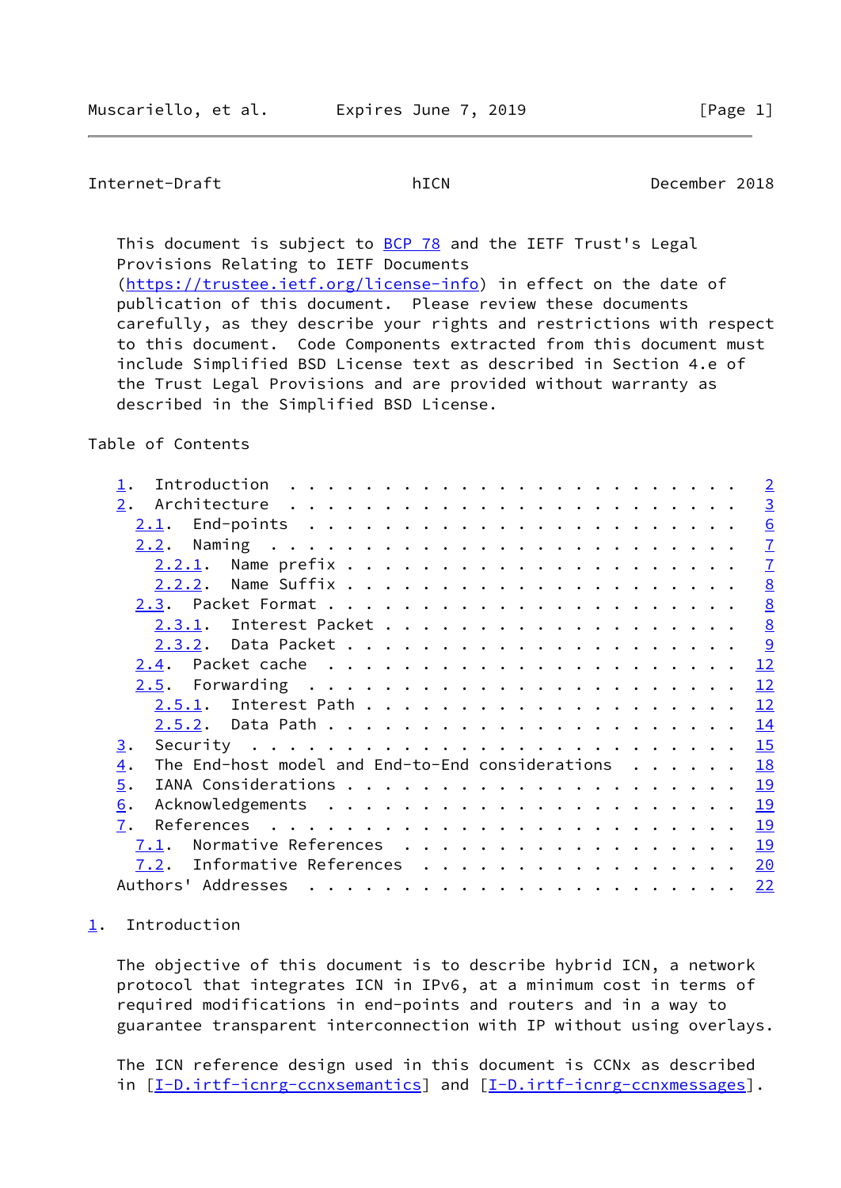This document is subject to BCP 78 and the IETF Trust's Legal Provisions Relating to IETF Documents (https://trustee.ietf.org/license-info) in effect on the date of publication of this document. Please review these documents carefully, as they describe your rights and restrictions with respect to this document. Code Components extracted from this document must include Simplified BSD License text as described in Section 4.e of the Trust Legal Provisions and are provided without warranty as described in the Simplified BSD License.

Table of Contents

- 1. Introduction . . . . . . . . . . . . . . . . . . . . . . . . 2
- 2. Architecture . . . . . . . . . . . . . . . . . . . . . . . . 3
  - 2.1. End-points . . . . . . . . . . . . . . . . . . . . . . . 6
  - 2.2. Naming . . . . . . . . . . . . . . . . . . . . . . . . . 7
    - 2.2.1. Name prefix . . . . . . . . . . . . . . . . . . . . 7
    - 2.2.2. Name Suffix . . . . . . . . . . . . . . . . . . . . 8
  - 2.3. Packet Format . . . . . . . . . . . . . . . . . . . . . . 8
    - 2.3.1. Interest Packet . . . . . . . . . . . . . . . . . . 8
    - 2.3.2. Data Packet . . . . . . . . . . . . . . . . . . . . 9
  - 2.4. Packet cache . . . . . . . . . . . . . . . . . . . . . . 12
  - 2.5. Forwarding . . . . . . . . . . . . . . . . . . . . . . . 12
    - 2.5.1. Interest Path . . . . . . . . . . . . . . . . . . . 12
    - 2.5.2. Data Path . . . . . . . . . . . . . . . . . . . . . 14
- 3. Security . . . . . . . . . . . . . . . . . . . . . . . . . . 15
- 4. The End-host model and End-to-End considerations . . . . . . 18
- 5. IANA Considerations . . . . . . . . . . . . . . . . . . . . . 19
- 6. Acknowledgements . . . . . . . . . . . . . . . . . . . . . . 19
- 7. References . . . . . . . . . . . . . . . . . . . . . . . . . 19
  - 7.1. Normative References . . . . . . . . . . . . . . . . . . 19
  - 7.2. Informative References . . . . . . . . . . . . . . . . . 20
- Authors' Addresses . . . . . . . . . . . . . . . . . . . . . . . 22

## 1. Introduction

The objective of this document is to describe hybrid ICN, a network protocol that integrates ICN in IPv6, at a minimum cost in terms of required modifications in end-points and routers and in a way to guarantee transparent interconnection with IP without using overlays.

The ICN reference design used in this document is CCNx as described in [I-D.irtf-icnrg-ccnxsemantics] and [I-D.irtf-icnrg-ccnxmessages].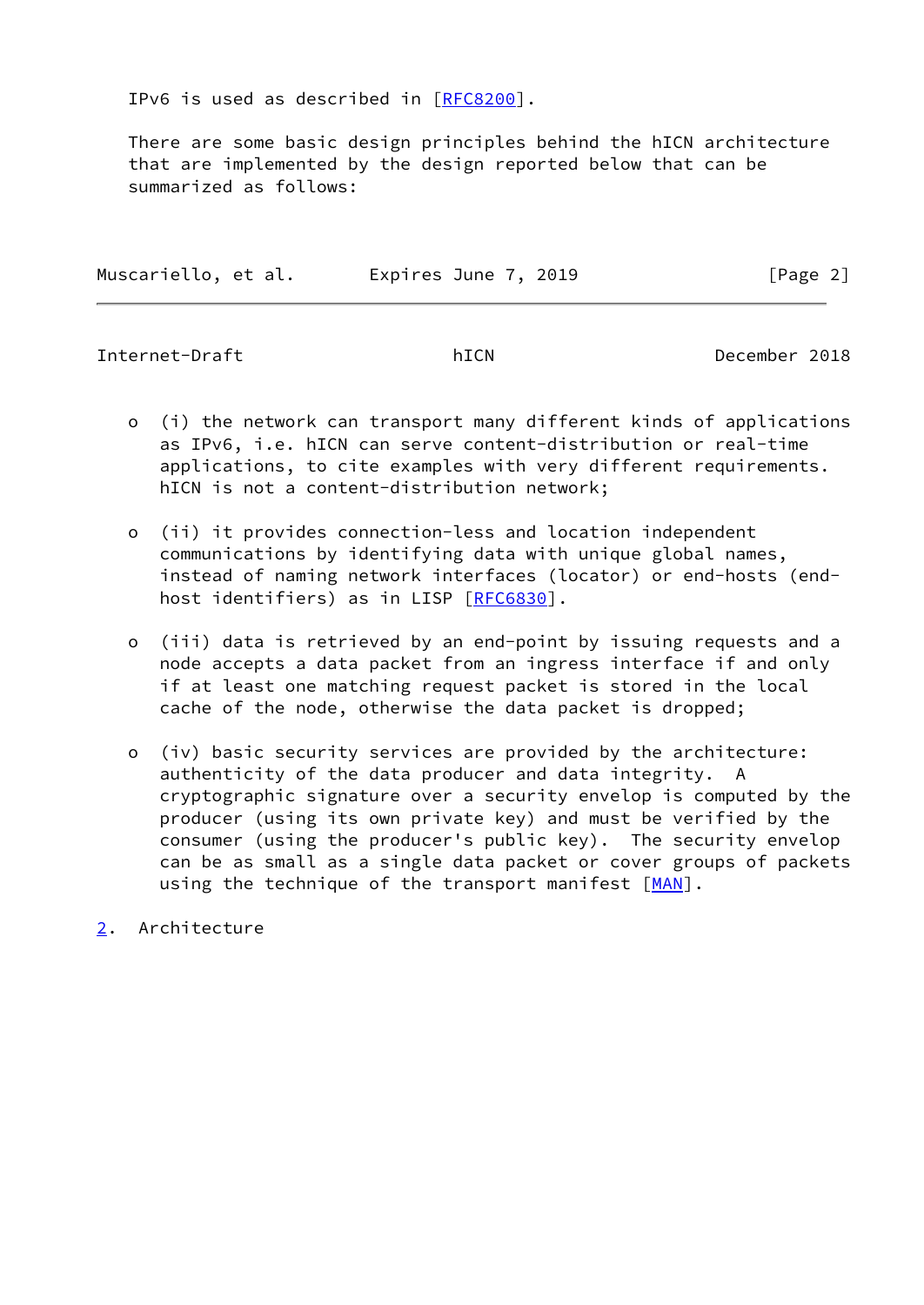IPv6 is used as described in [RFC8200].

There are some basic design principles behind the hICN architecture that are implemented by the design reported below that can be summarized as follows:

- (i) the network can transport many different kinds of applications as IPv6, i.e. hICN can serve content-distribution or real-time applications, to cite examples with very different requirements. hICN is not a content-distribution network;

- (ii) it provides connection-less and location independent communications by identifying data with unique global names, instead of naming network interfaces (locator) or end-hosts (end-host identifiers) as in LISP [RFC6830].

- (iii) data is retrieved by an end-point by issuing requests and a node accepts a data packet from an ingress interface if and only if at least one matching request packet is stored in the local cache of the node, otherwise the data packet is dropped;

- (iv) basic security services are provided by the architecture: authenticity of the data producer and data integrity. A cryptographic signature over a security envelop is computed by the producer (using its own private key) and must be verified by the consumer (using the producer's public key). The security envelop can be as small as a single data packet or cover groups of packets using the technique of the transport manifest [MAN].

## 2. Architecture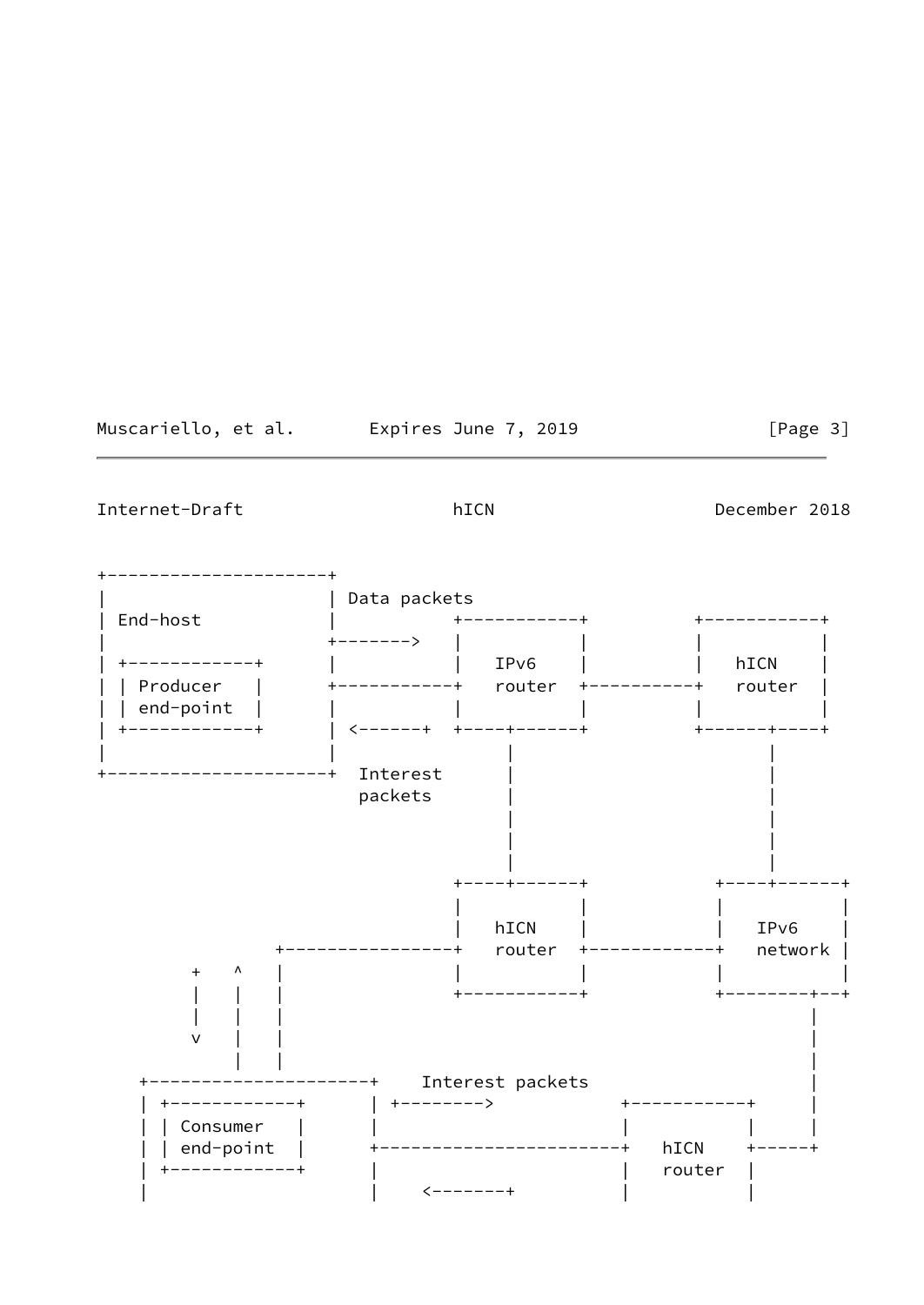```
+---------------------+
|                     | Data packets
| End-host            |                 +-----------+          +-----------+
|                     +------->         |           |          |           |
| +------------+      |                 |   IPv6    |          |   hICN    |
| | Producer   |      +-----------+     |   router  +----------+   router  |
| | end-point  |      |                 |           |          |           |
| +------------+      | <------+        +----+------+          +------+----+
|                     |                      |                        |
+---------------------+   Interest           |                        |
                          packets            |                        |
                                             |                        |
                                             |                        |
                                             |                        |
                                        +----+------+           +----+------+
                                        |           |           |           |
                                        |   hICN    |           |   IPv6    |
                     +------------------+   router  +-----------+   network |
          +    ^     |                  |           |           |           |
          |    |     |                  +-----------+           +--------+--+
          |    |     |                                                   |
          v    |     |                                                   |
               |     |                                                   |
    +---------------------+    Interest packets                          |
    | +------------+      | +-------->           +-----------+           |
    | | Consumer   |      |                      |           |           |
    | | end-point  |      +----------------------+   hICN    +-----+     |
    | +------------+      |                      |   router  |           
    |                     |    <-------+         |           |
```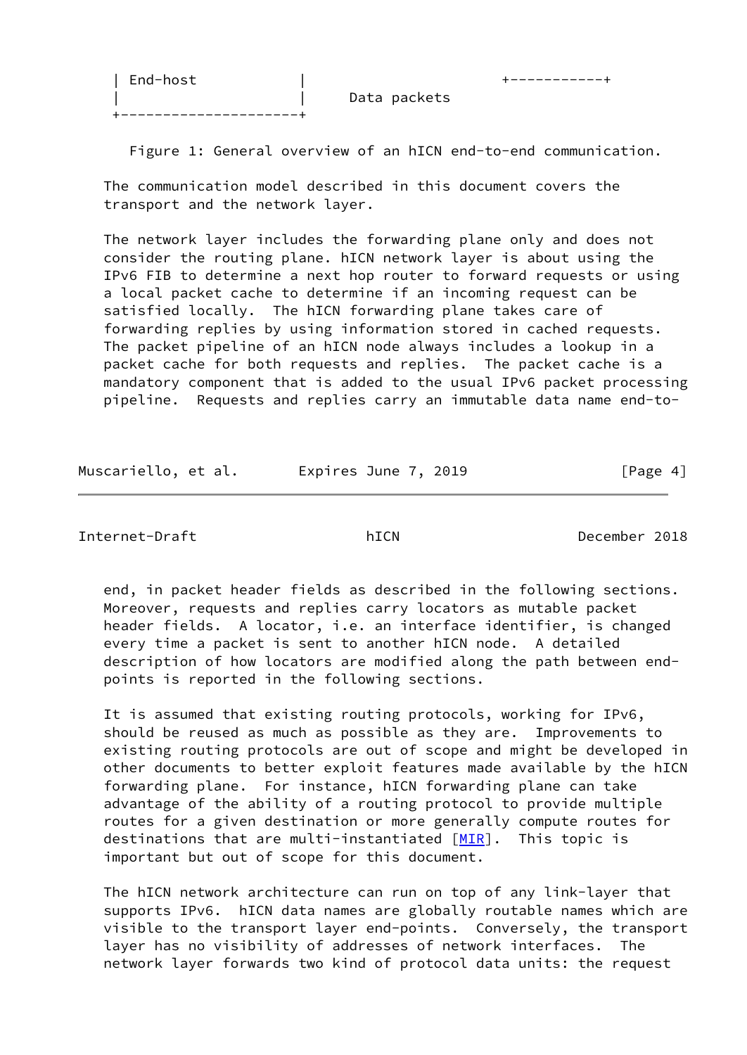```
 | End-host             |                          +-----------+
 |                      |     Data packets
 +----------------------+
```

Figure 1: General overview of an hICN end-to-end communication.

The communication model described in this document covers the transport and the network layer.

The network layer includes the forwarding plane only and does not consider the routing plane. hICN network layer is about using the IPv6 FIB to determine a next hop router to forward requests or using a local packet cache to determine if an incoming request can be satisfied locally. The hICN forwarding plane takes care of forwarding replies by using information stored in cached requests. The packet pipeline of an hICN node always includes a lookup in a packet cache for both requests and replies. The packet cache is a mandatory component that is added to the usual IPv6 packet processing pipeline. Requests and replies carry an immutable data name end-to-end, in packet header fields as described in the following sections. Moreover, requests and replies carry locators as mutable packet header fields. A locator, i.e. an interface identifier, is changed every time a packet is sent to another hICN node. A detailed description of how locators are modified along the path between end-points is reported in the following sections.

It is assumed that existing routing protocols, working for IPv6, should be reused as much as possible as they are. Improvements to existing routing protocols are out of scope and might be developed in other documents to better exploit features made available by the hICN forwarding plane. For instance, hICN forwarding plane can take advantage of the ability of a routing protocol to provide multiple routes for a given destination or more generally compute routes for destinations that are multi-instantiated [MIR]. This topic is important but out of scope for this document.

The hICN network architecture can run on top of any link-layer that supports IPv6. hICN data names are globally routable names which are visible to the transport layer end-points. Conversely, the transport layer has no visibility of addresses of network interfaces. The network layer forwards two kind of protocol data units: the request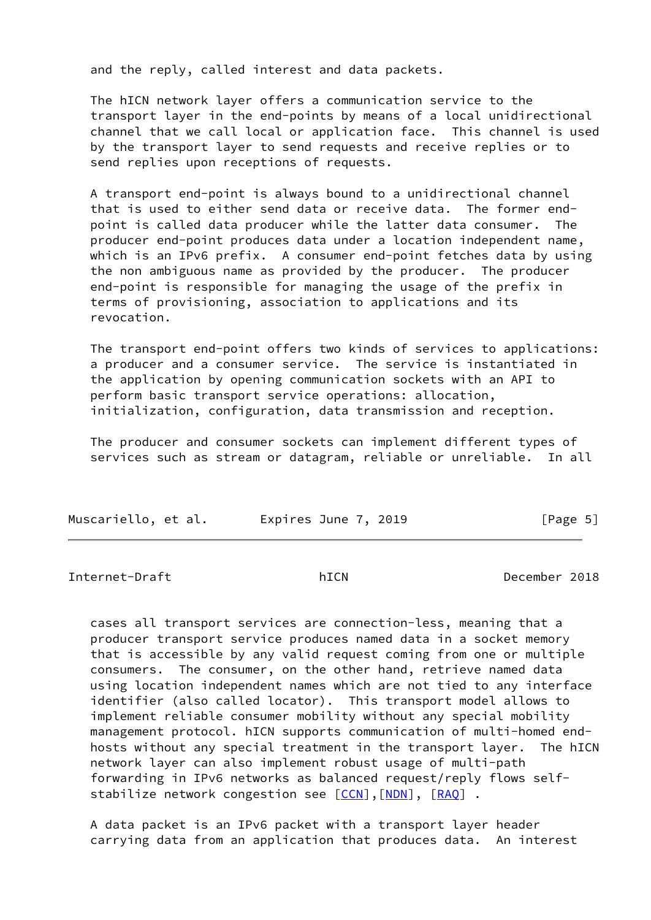and the reply, called interest and data packets.

The hICN network layer offers a communication service to the transport layer in the end-points by means of a local unidirectional channel that we call local or application face. This channel is used by the transport layer to send requests and receive replies or to send replies upon receptions of requests.

A transport end-point is always bound to a unidirectional channel that is used to either send data or receive data. The former end-point is called data producer while the latter data consumer. The producer end-point produces data under a location independent name, which is an IPv6 prefix. A consumer end-point fetches data by using the non ambiguous name as provided by the producer. The producer end-point is responsible for managing the usage of the prefix in terms of provisioning, association to applications and its revocation.

The transport end-point offers two kinds of services to applications: a producer and a consumer service. The service is instantiated in the application by opening communication sockets with an API to perform basic transport service operations: allocation, initialization, configuration, data transmission and reception.

The producer and consumer sockets can implement different types of services such as stream or datagram, reliable or unreliable. In all cases all transport services are connection-less, meaning that a producer transport service produces named data in a socket memory that is accessible by any valid request coming from one or multiple consumers. The consumer, on the other hand, retrieve named data using location independent names which are not tied to any interface identifier (also called locator). This transport model allows to implement reliable consumer mobility without any special mobility management protocol. hICN supports communication of multi-homed end-hosts without any special treatment in the transport layer. The hICN network layer can also implement robust usage of multi-path forwarding in IPv6 networks as balanced request/reply flows self-stabilize network congestion see [CCN],[NDN], [RAQ] .

A data packet is an IPv6 packet with a transport layer header carrying data from an application that produces data. An interest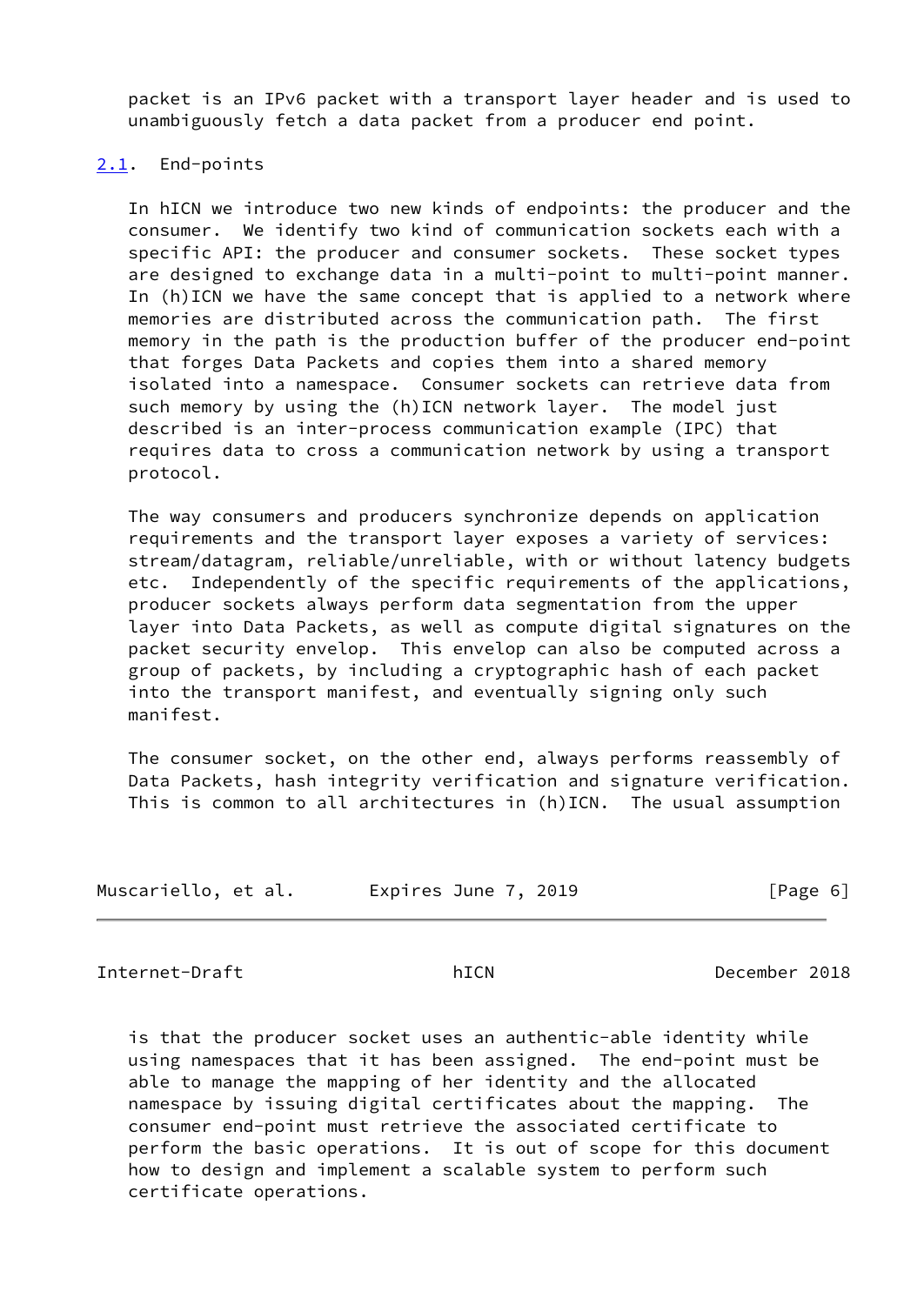packet is an IPv6 packet with a transport layer header and is used to unambiguously fetch a data packet from a producer end point.

## 2.1. End-points

In hICN we introduce two new kinds of endpoints: the producer and the consumer. We identify two kind of communication sockets each with a specific API: the producer and consumer sockets. These socket types are designed to exchange data in a multi-point to multi-point manner. In (h)ICN we have the same concept that is applied to a network where memories are distributed across the communication path. The first memory in the path is the production buffer of the producer end-point that forges Data Packets and copies them into a shared memory isolated into a namespace. Consumer sockets can retrieve data from such memory by using the (h)ICN network layer. The model just described is an inter-process communication example (IPC) that requires data to cross a communication network by using a transport protocol.

The way consumers and producers synchronize depends on application requirements and the transport layer exposes a variety of services: stream/datagram, reliable/unreliable, with or without latency budgets etc. Independently of the specific requirements of the applications, producer sockets always perform data segmentation from the upper layer into Data Packets, as well as compute digital signatures on the packet security envelop. This envelop can also be computed across a group of packets, by including a cryptographic hash of each packet into the transport manifest, and eventually signing only such manifest.

The consumer socket, on the other end, always performs reassembly of Data Packets, hash integrity verification and signature verification. This is common to all architectures in (h)ICN. The usual assumption is that the producer socket uses an authentic-able identity while using namespaces that it has been assigned. The end-point must be able to manage the mapping of her identity and the allocated namespace by issuing digital certificates about the mapping. The consumer end-point must retrieve the associated certificate to perform the basic operations. It is out of scope for this document how to design and implement a scalable system to perform such certificate operations.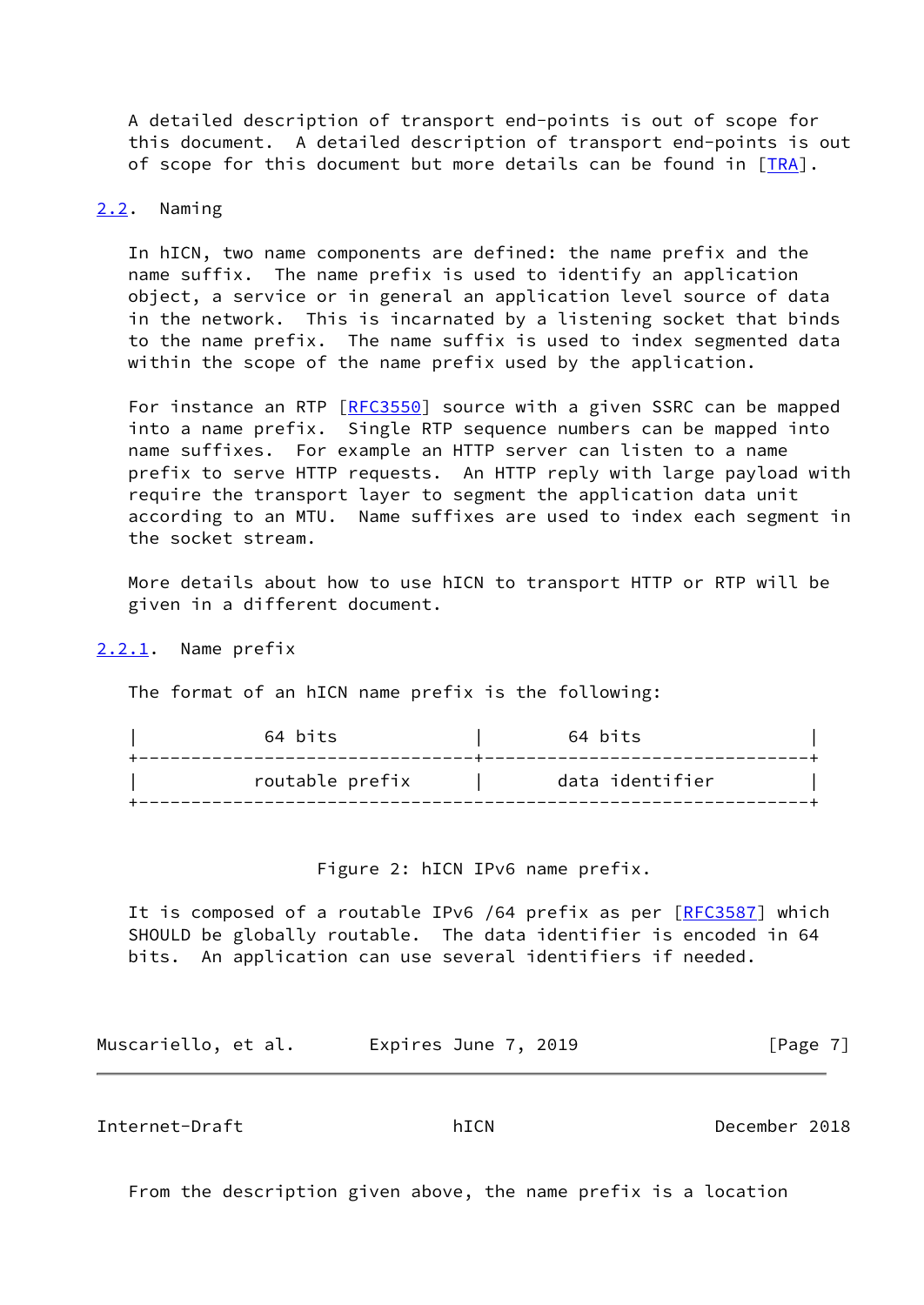A detailed description of transport end-points is out of scope for this document. A detailed description of transport end-points is out of scope for this document but more details can be found in [TRA].

### 2.2. Naming

In hICN, two name components are defined: the name prefix and the name suffix. The name prefix is used to identify an application object, a service or in general an application level source of data in the network. This is incarnated by a listening socket that binds to the name prefix. The name suffix is used to index segmented data within the scope of the name prefix used by the application.

For instance an RTP [RFC3550] source with a given SSRC can be mapped into a name prefix. Single RTP sequence numbers can be mapped into name suffixes. For example an HTTP server can listen to a name prefix to serve HTTP requests. An HTTP reply with large payload with require the transport layer to segment the application data unit according to an MTU. Name suffixes are used to index each segment in the socket stream.

More details about how to use hICN to transport HTTP or RTP will be given in a different document.

#### 2.2.1. Name prefix

The format of an hICN name prefix is the following:

```
|           64 bits               |          64 bits              |
+---------------------------------+-------------------------------+
|          routable prefix        |       data identifier         |
+-----------------------------------------------------------------+
```

Figure 2: hICN IPv6 name prefix.

It is composed of a routable IPv6 /64 prefix as per [RFC3587] which SHOULD be globally routable. The data identifier is encoded in 64 bits. An application can use several identifiers if needed.

From the description given above, the name prefix is a location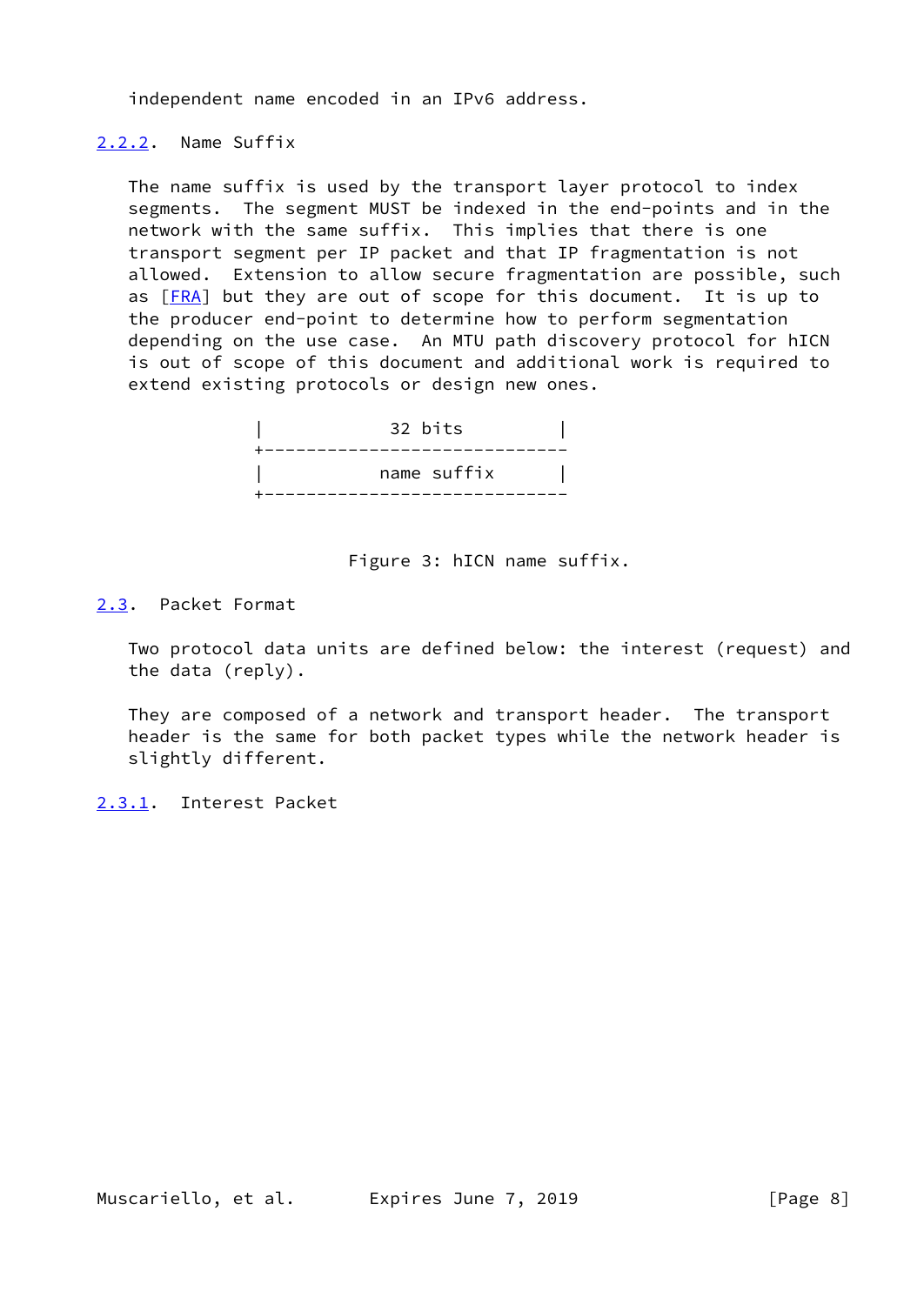independent name encoded in an IPv6 address.

### 2.2.2. Name Suffix

The name suffix is used by the transport layer protocol to index segments. The segment MUST be indexed in the end-points and in the network with the same suffix. This implies that there is one transport segment per IP packet and that IP fragmentation is not allowed. Extension to allow secure fragmentation are possible, such as [FRA] but they are out of scope for this document. It is up to the producer end-point to determine how to perform segmentation depending on the use case. An MTU path discovery protocol for hICN is out of scope of this document and additional work is required to extend existing protocols or design new ones.

```
|            32 bits          |
+-----------------------------
|          name suffix        |
+-----------------------------
```

Figure 3: hICN name suffix.

## 2.3. Packet Format

Two protocol data units are defined below: the interest (request) and the data (reply).

They are composed of a network and transport header. The transport header is the same for both packet types while the network header is slightly different.

### 2.3.1. Interest Packet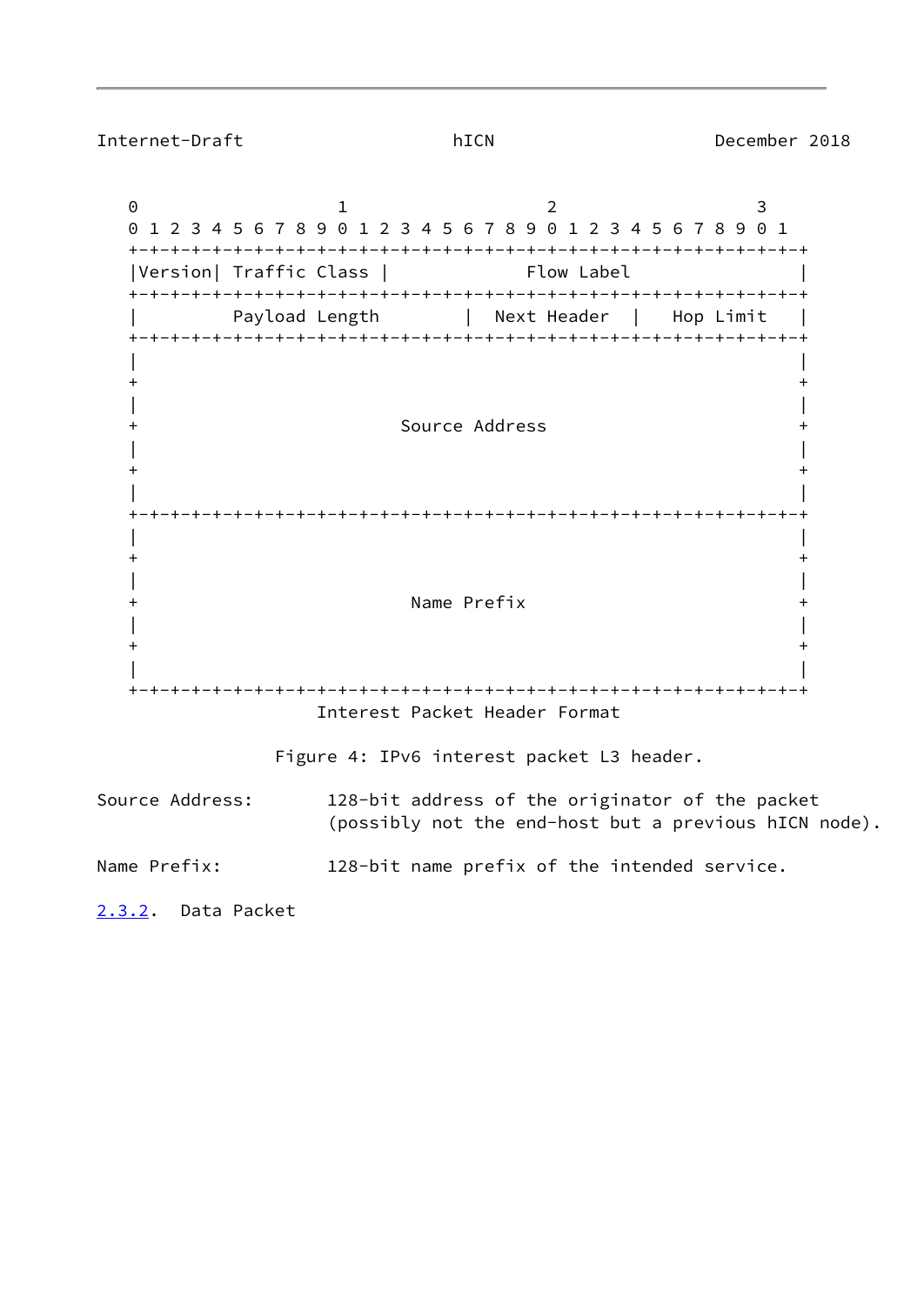```
    0                   1                   2                   3
    0 1 2 3 4 5 6 7 8 9 0 1 2 3 4 5 6 7 8 9 0 1 2 3 4 5 6 7 8 9 0 1
   +-+-+-+-+-+-+-+-+-+-+-+-+-+-+-+-+-+-+-+-+-+-+-+-+-+-+-+-+-+-+-+-+
   |Version| Traffic Class |             Flow Label                |
   +-+-+-+-+-+-+-+-+-+-+-+-+-+-+-+-+-+-+-+-+-+-+-+-+-+-+-+-+-+-+-+-+
   |         Payload Length        |  Next Header  |   Hop Limit   |
   +-+-+-+-+-+-+-+-+-+-+-+-+-+-+-+-+-+-+-+-+-+-+-+-+-+-+-+-+-+-+-+-+
   |                                                               |
   +                                                               +
   |                                                               |
   +                         Source Address                        +
   |                                                               |
   +                                                               +
   |                                                               |
   +-+-+-+-+-+-+-+-+-+-+-+-+-+-+-+-+-+-+-+-+-+-+-+-+-+-+-+-+-+-+-+-+
   |                                                               |
   +                                                               +
   |                                                               |
   +                          Name Prefix                          +
   |                                                               |
   +                                                               +
   |                                                               |
   +-+-+-+-+-+-+-+-+-+-+-+-+-+-+-+-+-+-+-+-+-+-+-+-+-+-+-+-+-+-+-+-+
                    Interest Packet Header Format
```

Figure 4: IPv6 interest packet L3 header.

Source Address: 128-bit address of the originator of the packet (possibly not the end-host but a previous hICN node).

Name Prefix: 128-bit name prefix of the intended service.

### 2.3.2. Data Packet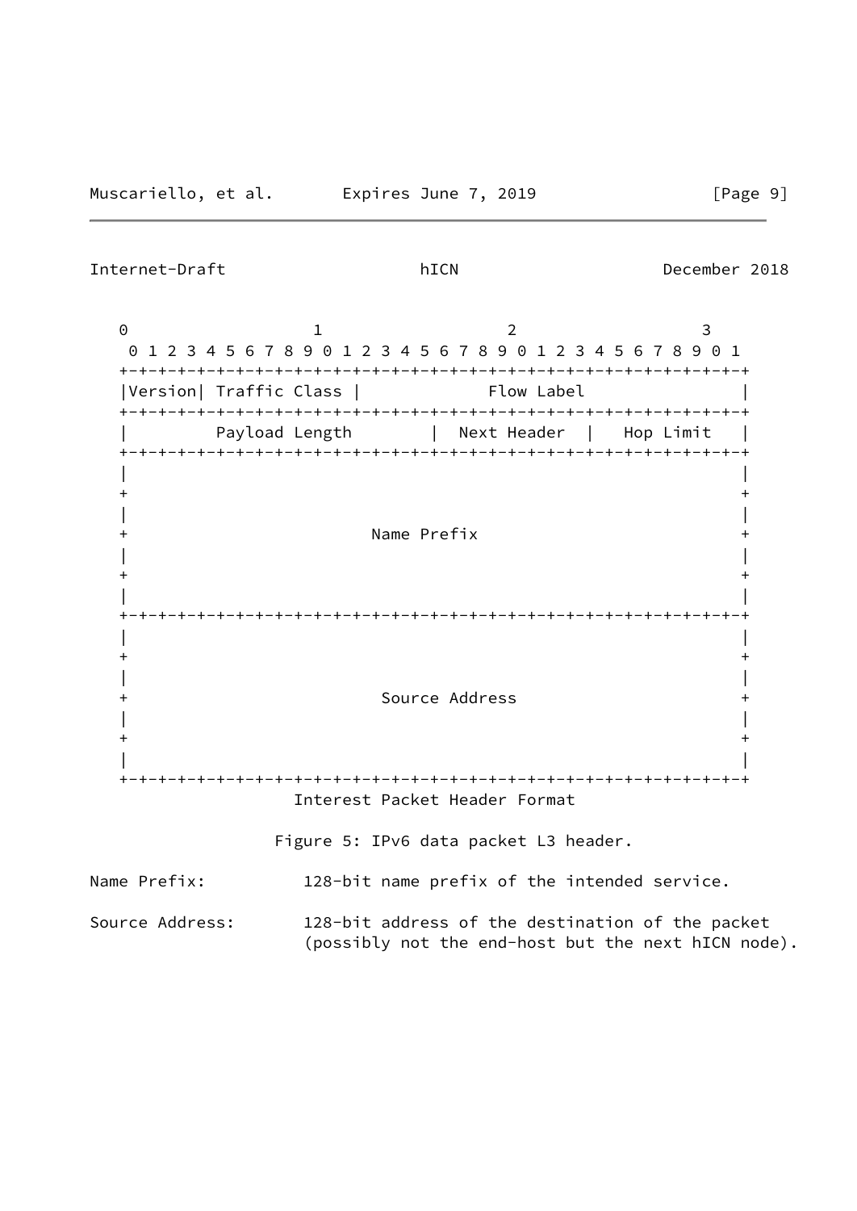```
   0                   1                   2                   3
    0 1 2 3 4 5 6 7 8 9 0 1 2 3 4 5 6 7 8 9 0 1 2 3 4 5 6 7 8 9 0 1
   +-+-+-+-+-+-+-+-+-+-+-+-+-+-+-+-+-+-+-+-+-+-+-+-+-+-+-+-+-+-+-+-+
   |Version| Traffic Class |           Flow Label                  |
   +-+-+-+-+-+-+-+-+-+-+-+-+-+-+-+-+-+-+-+-+-+-+-+-+-+-+-+-+-+-+-+-+
   |         Payload Length        |  Next Header  |   Hop Limit   |
   +-+-+-+-+-+-+-+-+-+-+-+-+-+-+-+-+-+-+-+-+-+-+-+-+-+-+-+-+-+-+-+-+
   |                                                               |
   +                                                               +
   |                                                               |
   +                         Name Prefix                           +
   |                                                               |
   +                                                               +
   |                                                               |
   +-+-+-+-+-+-+-+-+-+-+-+-+-+-+-+-+-+-+-+-+-+-+-+-+-+-+-+-+-+-+-+-+
   |                                                               |
   +                                                               +
   |                                                               |
   +                         Source Address                        +
   |                                                               |
   +                                                               +
   |                                                               |
   +-+-+-+-+-+-+-+-+-+-+-+-+-+-+-+-+-+-+-+-+-+-+-+-+-+-+-+-+-+-+-+-+
                  Interest Packet Header Format
```

Figure 5: IPv6 data packet L3 header.

Name Prefix: 128-bit name prefix of the intended service.

Source Address: 128-bit address of the destination of the packet (possibly not the end-host but the next hICN node).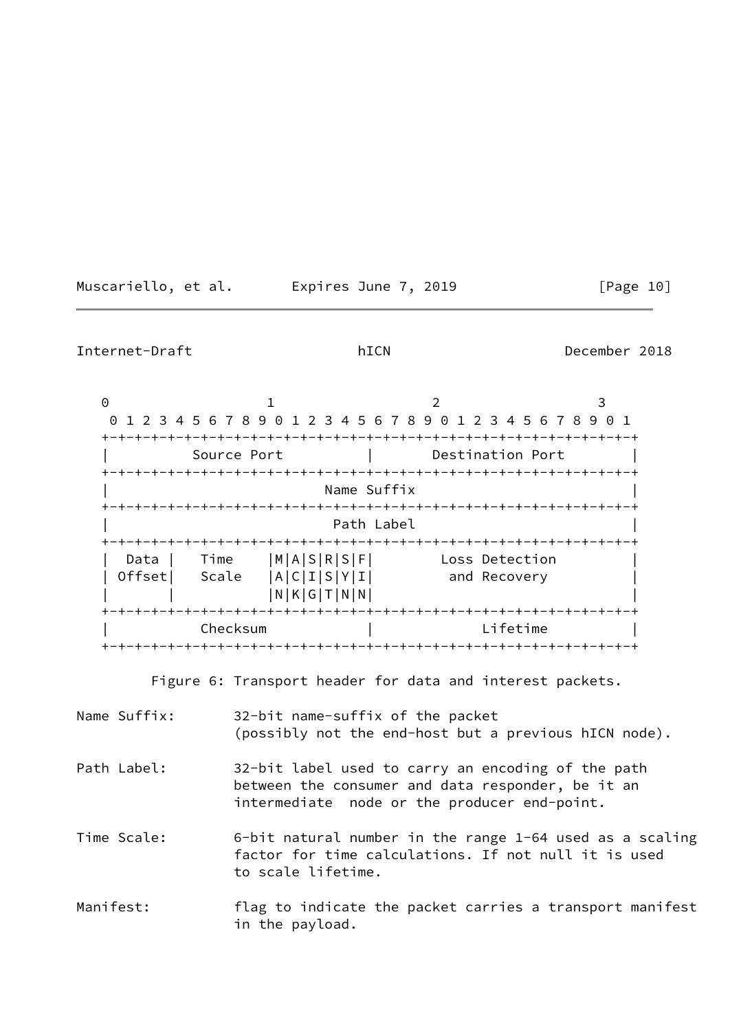```
   0                   1                   2                   3
    0 1 2 3 4 5 6 7 8 9 0 1 2 3 4 5 6 7 8 9 0 1 2 3 4 5 6 7 8 9 0 1
   +-+-+-+-+-+-+-+-+-+-+-+-+-+-+-+-+-+-+-+-+-+-+-+-+-+-+-+-+-+-+-+-+
   |          Source Port          |       Destination Port        |
   +-+-+-+-+-+-+-+-+-+-+-+-+-+-+-+-+-+-+-+-+-+-+-+-+-+-+-+-+-+-+-+-+
   |                          Name Suffix                          |
   +-+-+-+-+-+-+-+-+-+-+-+-+-+-+-+-+-+-+-+-+-+-+-+-+-+-+-+-+-+-+-+-+
   |                           Path Label                          |
   +-+-+-+-+-+-+-+-+-+-+-+-+-+-+-+-+-+-+-+-+-+-+-+-+-+-+-+-+-+-+-+-+
   |  Data |   Time    |M|A|S|R|S|F|       Loss Detection          |
   | Offset|   Scale   |A|C|I|S|Y|I|        and Recovery           |
   |       |           |N|K|G|T|N|N|                               |
   +-+-+-+-+-+-+-+-+-+-+-+-+-+-+-+-+-+-+-+-+-+-+-+-+-+-+-+-+-+-+-+-+
   |           Checksum            |            Lifetime           |
   +-+-+-+-+-+-+-+-+-+-+-+-+-+-+-+-+-+-+-+-+-+-+-+-+-+-+-+-+-+-+-+-+
```

Figure 6: Transport header for data and interest packets.

Name Suffix: 32-bit name-suffix of the packet (possibly not the end-host but a previous hICN node).

Path Label: 32-bit label used to carry an encoding of the path between the consumer and data responder, be it an intermediate node or the producer end-point.

Time Scale: 6-bit natural number in the range 1-64 used as a scaling factor for time calculations. If not null it is used to scale lifetime.

Manifest: flag to indicate the packet carries a transport manifest in the payload.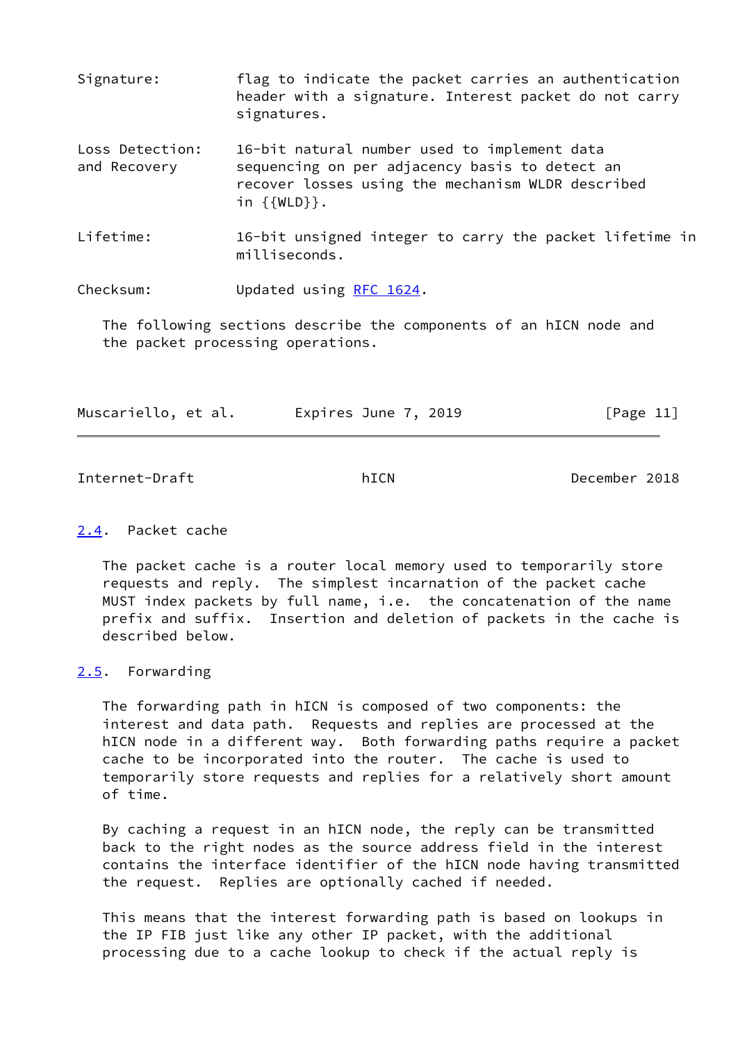Signature: flag to indicate the packet carries an authentication header with a signature. Interest packet do not carry signatures.

Loss Detection: and Recovery 16-bit natural number used to implement data sequencing on per adjacency basis to detect an recover losses using the mechanism WLDR described in {{WLD}}.

Lifetime: 16-bit unsigned integer to carry the packet lifetime in milliseconds.

Checksum: Updated using RFC 1624.

The following sections describe the components of an hICN node and the packet processing operations.

## 2.4. Packet cache

The packet cache is a router local memory used to temporarily store requests and reply. The simplest incarnation of the packet cache MUST index packets by full name, i.e. the concatenation of the name prefix and suffix. Insertion and deletion of packets in the cache is described below.

## 2.5. Forwarding

The forwarding path in hICN is composed of two components: the interest and data path. Requests and replies are processed at the hICN node in a different way. Both forwarding paths require a packet cache to be incorporated into the router. The cache is used to temporarily store requests and replies for a relatively short amount of time.

By caching a request in an hICN node, the reply can be transmitted back to the right nodes as the source address field in the interest contains the interface identifier of the hICN node having transmitted the request. Replies are optionally cached if needed.

This means that the interest forwarding path is based on lookups in the IP FIB just like any other IP packet, with the additional processing due to a cache lookup to check if the actual reply is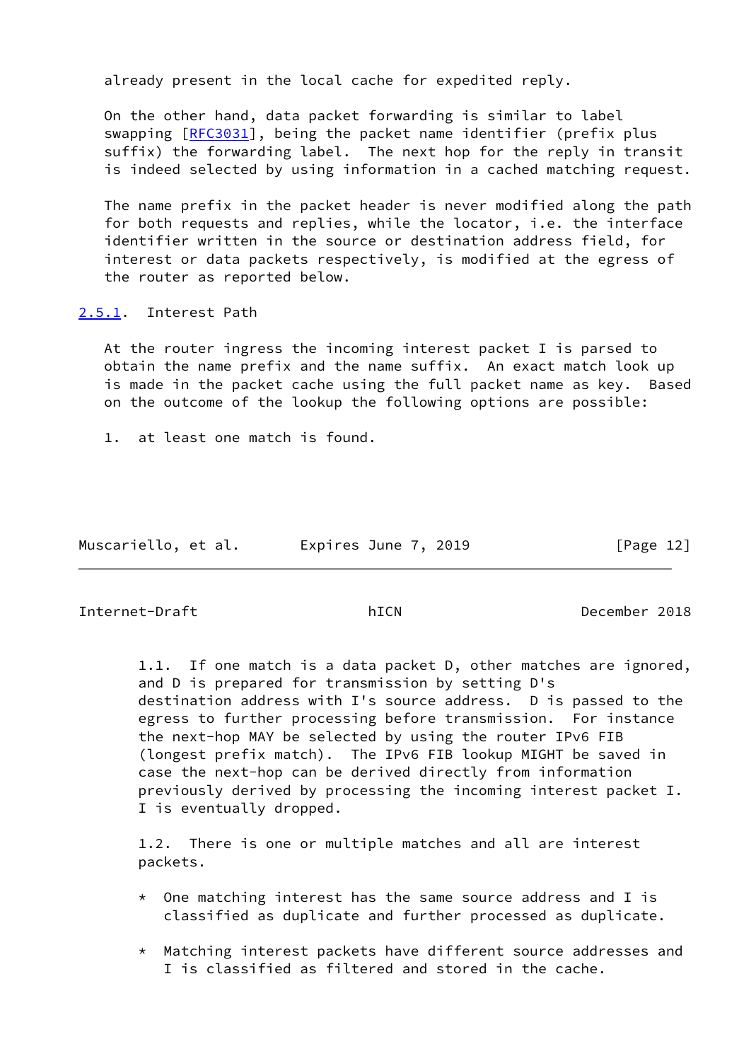already present in the local cache for expedited reply.

On the other hand, data packet forwarding is similar to label swapping [RFC3031], being the packet name identifier (prefix plus suffix) the forwarding label. The next hop for the reply in transit is indeed selected by using information in a cached matching request.

The name prefix in the packet header is never modified along the path for both requests and replies, while the locator, i.e. the interface identifier written in the source or destination address field, for interest or data packets respectively, is modified at the egress of the router as reported below.

### 2.5.1. Interest Path

At the router ingress the incoming interest packet I is parsed to obtain the name prefix and the name suffix. An exact match look up is made in the packet cache using the full packet name as key. Based on the outcome of the lookup the following options are possible:

1. at least one match is found.

   1.1. If one match is a data packet D, other matches are ignored, and D is prepared for transmission by setting D's destination address with I's source address. D is passed to the egress to further processing before transmission. For instance the next-hop MAY be selected by using the router IPv6 FIB (longest prefix match). The IPv6 FIB lookup MIGHT be saved in case the next-hop can be derived directly from information previously derived by processing the incoming interest packet I. I is eventually dropped.

   1.2. There is one or multiple matches and all are interest packets.

   * One matching interest has the same source address and I is classified as duplicate and further processed as duplicate.

   * Matching interest packets have different source addresses and I is classified as filtered and stored in the cache.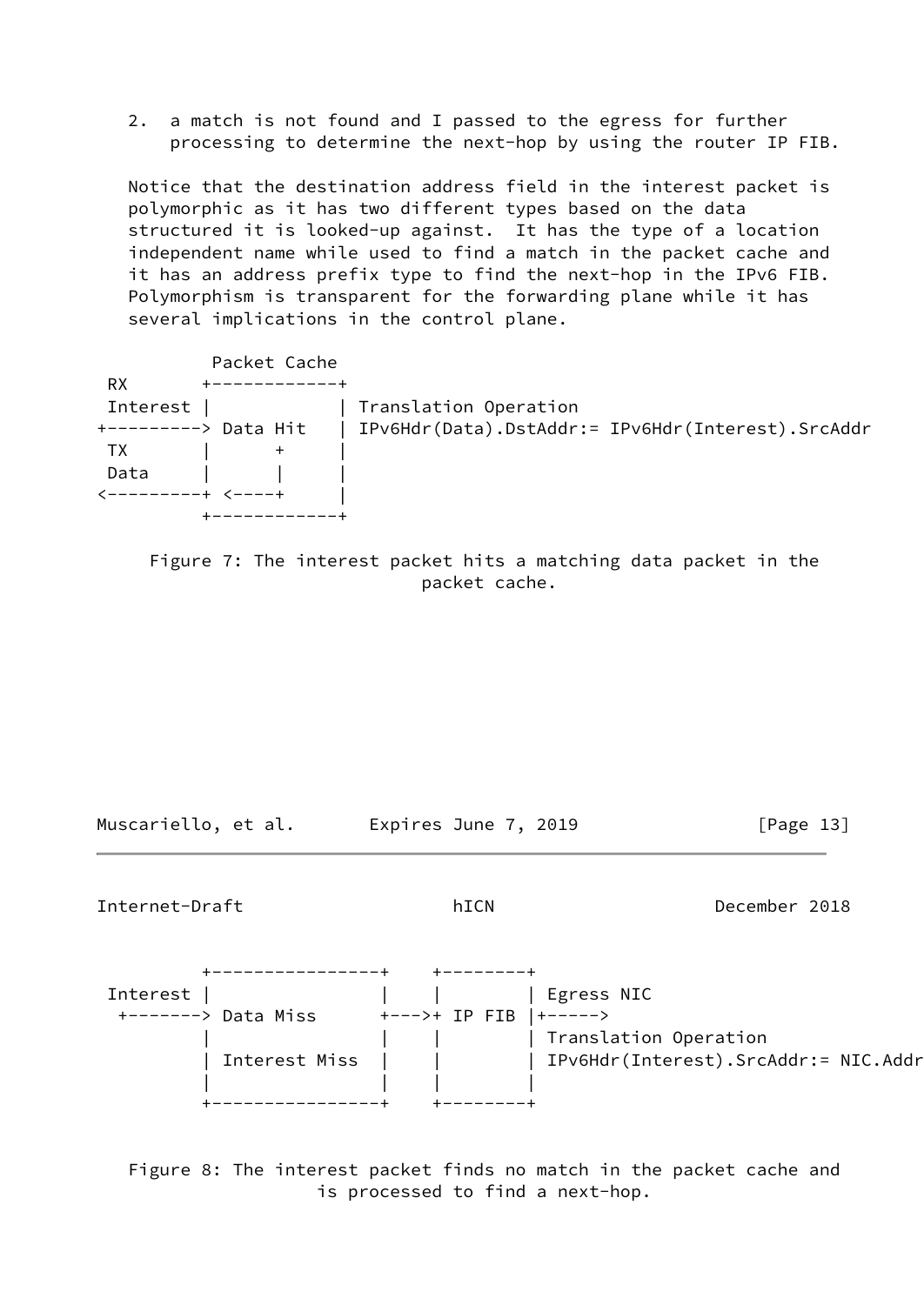2. a match is not found and I passed to the egress for further processing to determine the next-hop by using the router IP FIB.

Notice that the destination address field in the interest packet is polymorphic as it has two different types based on the data structured it is looked-up against. It has the type of a location independent name while used to find a match in the packet cache and it has an address prefix type to find the next-hop in the IPv6 FIB. Polymorphism is transparent for the forwarding plane while it has several implications in the control plane.

```
          Packet Cache
 RX       +------------+
 Interest |            | Translation Operation
+---------> Data Hit   | IPv6Hdr(Data).DstAddr:= IPv6Hdr(Interest).SrcAddr
 TX       |      +     |
 Data     |      |     |
<---------+ <----+     |
          +------------+
```

Figure 7: The interest packet hits a matching data packet in the packet cache.

```
          +----------------+    +--------+
 Interest |                |    |        | Egress NIC
  +-------> Data Miss      +--->+ IP FIB |+----->
          |                |    |        | Translation Operation
          | Interest Miss  |    |        | IPv6Hdr(Interest).SrcAddr:= NIC.Addr
          |                |    |        |
          +----------------+    +--------+
```

Figure 8: The interest packet finds no match in the packet cache and is processed to find a next-hop.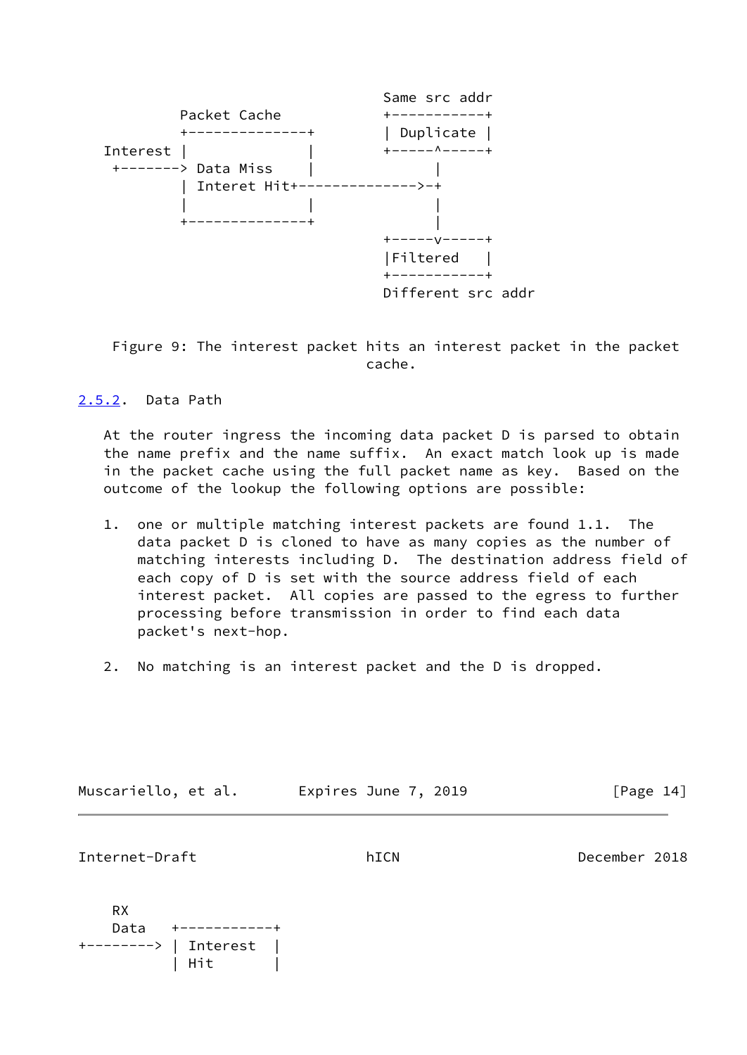```
                                            Same src addr
                Packet Cache               +-----------+
                +---------------+          | Duplicate |
       Interest |               |          +-----^-----+
        +-------> Data Miss     |                |
                | Interet Hit+--------------->-+
                |               |                |
                +---------------+                |
                                           +-----v-----+
                                           |Filtered   |
                                           +-----------+
                                           Different src addr
```

Figure 9: The interest packet hits an interest packet in the packet cache.

### 2.5.2. Data Path

At the router ingress the incoming data packet D is parsed to obtain the name prefix and the name suffix. An exact match look up is made in the packet cache using the full packet name as key. Based on the outcome of the lookup the following options are possible:

1. one or multiple matching interest packets are found 1.1. The data packet D is cloned to have as many copies as the number of matching interests including D. The destination address field of each copy of D is set with the source address field of each interest packet. All copies are passed to the egress to further processing before transmission in order to find each data packet's next-hop.

2. No matching is an interest packet and the D is dropped.

```
    RX
    Data   +-----------+
+--------> | Interest  |
           | Hit       |
```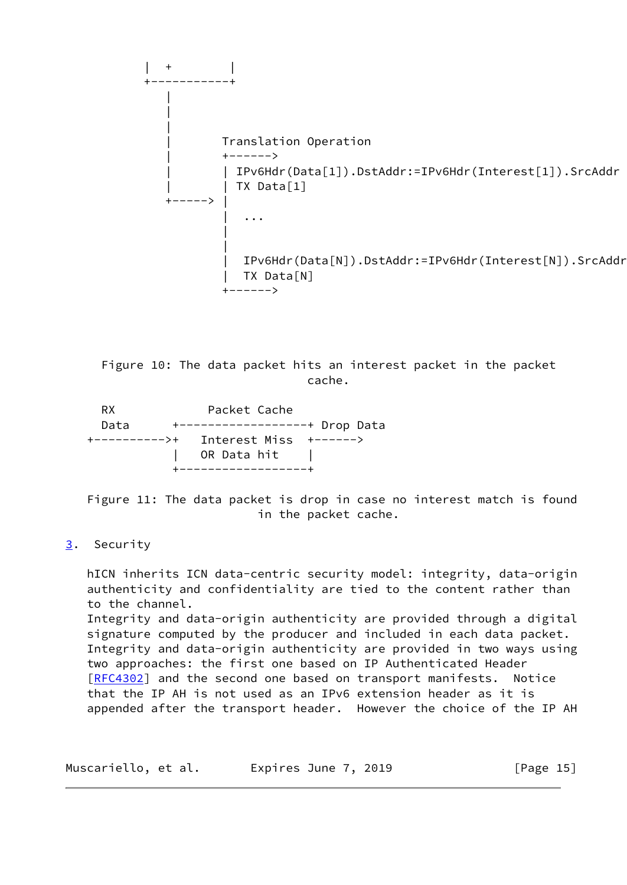```
         |  +        |
         +-----------+
            |
            |
            |
            |       Translation Operation
            |       +------>
            |       | IPv6Hdr(Data[1]).DstAddr:=IPv6Hdr(Interest[1]).SrcAddr
            |       | TX Data[1]
            +-----> |
                    |  ...
                    |
                    |
                    |  IPv6Hdr(Data[N]).DstAddr:=IPv6Hdr(Interest[N]).SrcAddr
                    |  TX Data[N]
                    +------>
```

Figure 10: The data packet hits an interest packet in the packet cache.

```
  RX             Packet Cache
  Data      +-------------------+ Drop Data
+---------->+   Interest Miss   +------>
            |   OR Data hit     |
            +-------------------+
```

Figure 11: The data packet is drop in case no interest match is found in the packet cache.

## 3. Security

hICN inherits ICN data-centric security model: integrity, data-origin authenticity and confidentiality are tied to the content rather than to the channel.
Integrity and data-origin authenticity are provided through a digital signature computed by the producer and included in each data packet.
Integrity and data-origin authenticity are provided in two ways using two approaches: the first one based on IP Authenticated Header [RFC4302] and the second one based on transport manifests. Notice that the IP AH is not used as an IPv6 extension header as it is appended after the transport header. However the choice of the IP AH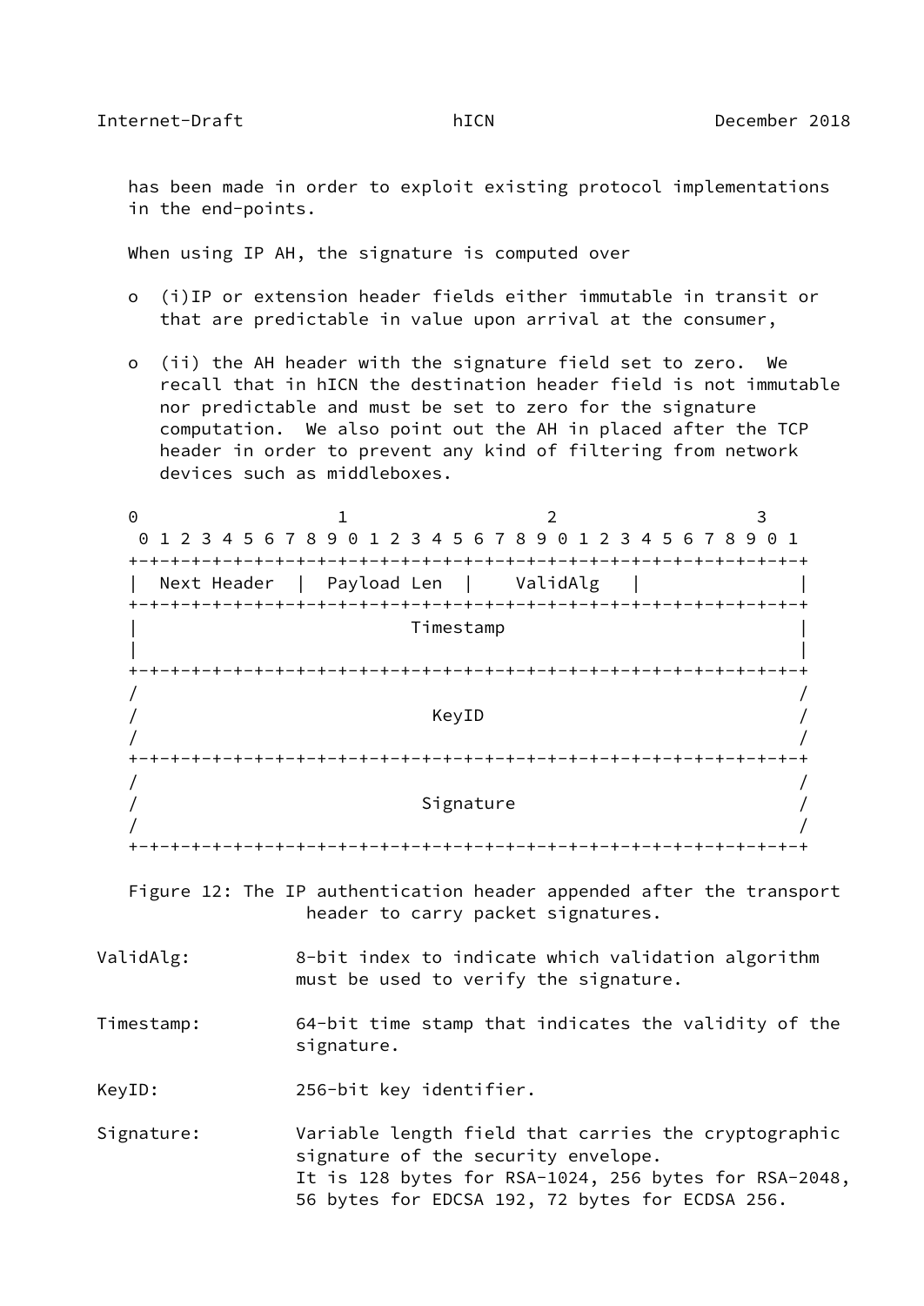has been made in order to exploit existing protocol implementations in the end-points.

When using IP AH, the signature is computed over

- (i)IP or extension header fields either immutable in transit or that are predictable in value upon arrival at the consumer,
- (ii) the AH header with the signature field set to zero. We recall that in hICN the destination header field is not immutable nor predictable and must be set to zero for the signature computation. We also point out the AH in placed after the TCP header in order to prevent any kind of filtering from network devices such as middleboxes.

```
 0                   1                   2                   3
  0 1 2 3 4 5 6 7 8 9 0 1 2 3 4 5 6 7 8 9 0 1 2 3 4 5 6 7 8 9 0 1
 +-+-+-+-+-+-+-+-+-+-+-+-+-+-+-+-+-+-+-+-+-+-+-+-+-+-+-+-+-+-+-+-+
 |  Next Header  |  Payload Len  |    ValidAlg   |               |
 +-+-+-+-+-+-+-+-+-+-+-+-+-+-+-+-+-+-+-+-+-+-+-+-+-+-+-+-+-+-+-+-+
 |                            Timestamp                          |
 |                                                               |
 +-+-+-+-+-+-+-+-+-+-+-+-+-+-+-+-+-+-+-+-+-+-+-+-+-+-+-+-+-+-+-+-+
 /                                                               /
 /                              KeyID                            /
 /                                                               /
 +-+-+-+-+-+-+-+-+-+-+-+-+-+-+-+-+-+-+-+-+-+-+-+-+-+-+-+-+-+-+-+-+
 /                                                               /
 /                             Signature                         /
 /                                                               /
 +-+-+-+-+-+-+-+-+-+-+-+-+-+-+-+-+-+-+-+-+-+-+-+-+-+-+-+-+-+-+-+-+
```

Figure 12: The IP authentication header appended after the transport header to carry packet signatures.

ValidAlg: 8-bit index to indicate which validation algorithm must be used to verify the signature.

Timestamp: 64-bit time stamp that indicates the validity of the signature.

KeyID: 256-bit key identifier.

Signature: Variable length field that carries the cryptographic signature of the security envelope.
It is 128 bytes for RSA-1024, 256 bytes for RSA-2048, 56 bytes for EDCSA 192, 72 bytes for ECDSA 256.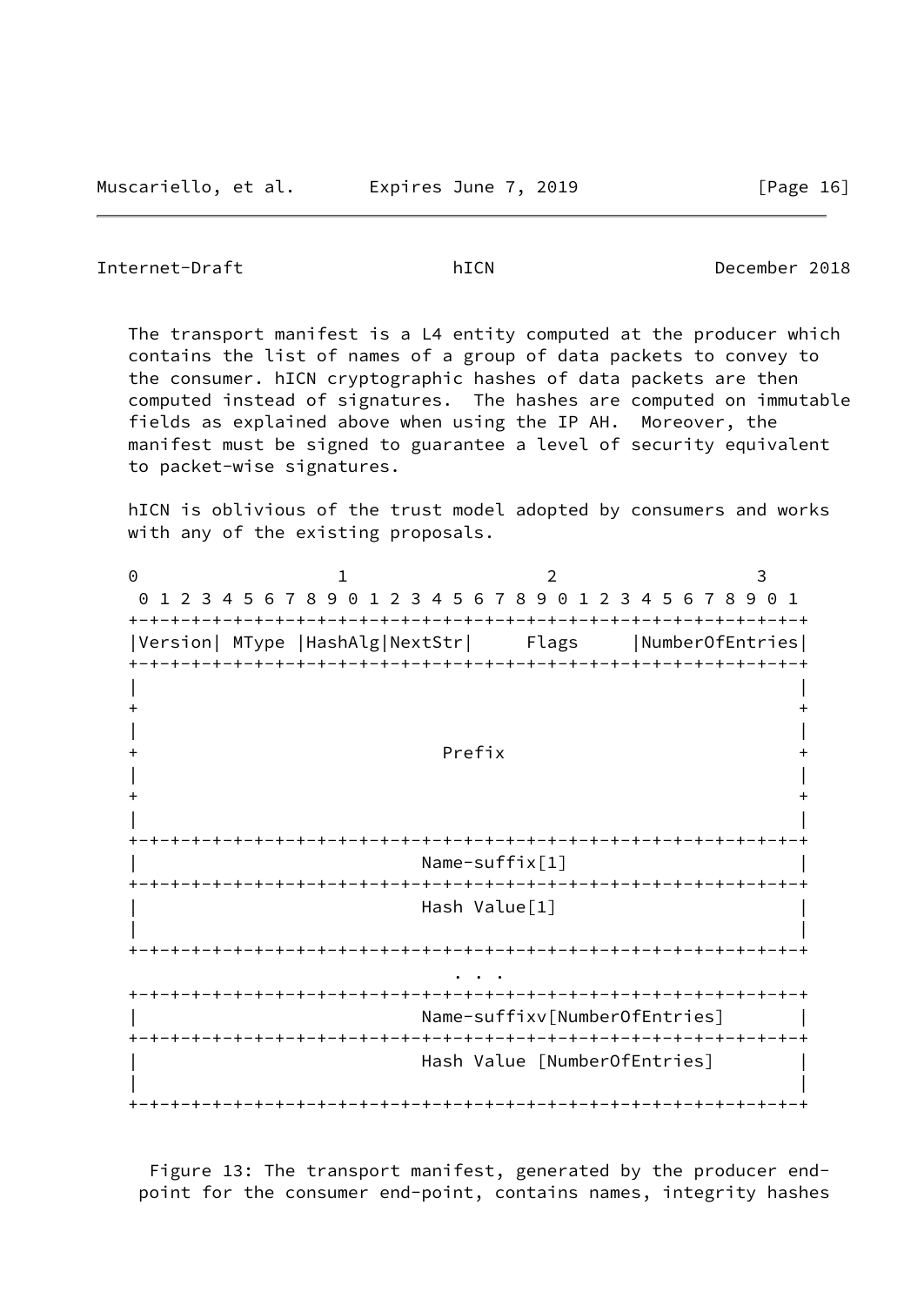The transport manifest is a L4 entity computed at the producer which contains the list of names of a group of data packets to convey to the consumer. hICN cryptographic hashes of data packets are then computed instead of signatures. The hashes are computed on immutable fields as explained above when using the IP AH. Moreover, the manifest must be signed to guarantee a level of security equivalent to packet-wise signatures.

hICN is oblivious of the trust model adopted by consumers and works with any of the existing proposals.

```
0                   1                   2                   3
 0 1 2 3 4 5 6 7 8 9 0 1 2 3 4 5 6 7 8 9 0 1 2 3 4 5 6 7 8 9 0 1
+-+-+-+-+-+-+-+-+-+-+-+-+-+-+-+-+-+-+-+-+-+-+-+-+-+-+-+-+-+-+-+-+
|Version| MType |HashAlg|NextStr|     Flags     |NumberOfEntries|
+-+-+-+-+-+-+-+-+-+-+-+-+-+-+-+-+-+-+-+-+-+-+-+-+-+-+-+-+-+-+-+-+
|                                                               |
+                                                               +
|                                                               |
+                             Prefix                            +
|                                                               |
+                                                               +
|                                                               |
+-+-+-+-+-+-+-+-+-+-+-+-+-+-+-+-+-+-+-+-+-+-+-+-+-+-+-+-+-+-+-+-+
|                          Name-suffix[1]                       |
+-+-+-+-+-+-+-+-+-+-+-+-+-+-+-+-+-+-+-+-+-+-+-+-+-+-+-+-+-+-+-+-+
|                          Hash Value[1]                        |
|                                                               |
+-+-+-+-+-+-+-+-+-+-+-+-+-+-+-+-+-+-+-+-+-+-+-+-+-+-+-+-+-+-+-+-+
                                . . .
+-+-+-+-+-+-+-+-+-+-+-+-+-+-+-+-+-+-+-+-+-+-+-+-+-+-+-+-+-+-+-+-+
|                          Name-suffixv[NumberOfEntries]        |
+-+-+-+-+-+-+-+-+-+-+-+-+-+-+-+-+-+-+-+-+-+-+-+-+-+-+-+-+-+-+-+-+
|                          Hash Value [NumberOfEntries]         |
|                                                               |
+-+-+-+-+-+-+-+-+-+-+-+-+-+-+-+-+-+-+-+-+-+-+-+-+-+-+-+-+-+-+-+-+
```

Figure 13: The transport manifest, generated by the producer end-point for the consumer end-point, contains names, integrity hashes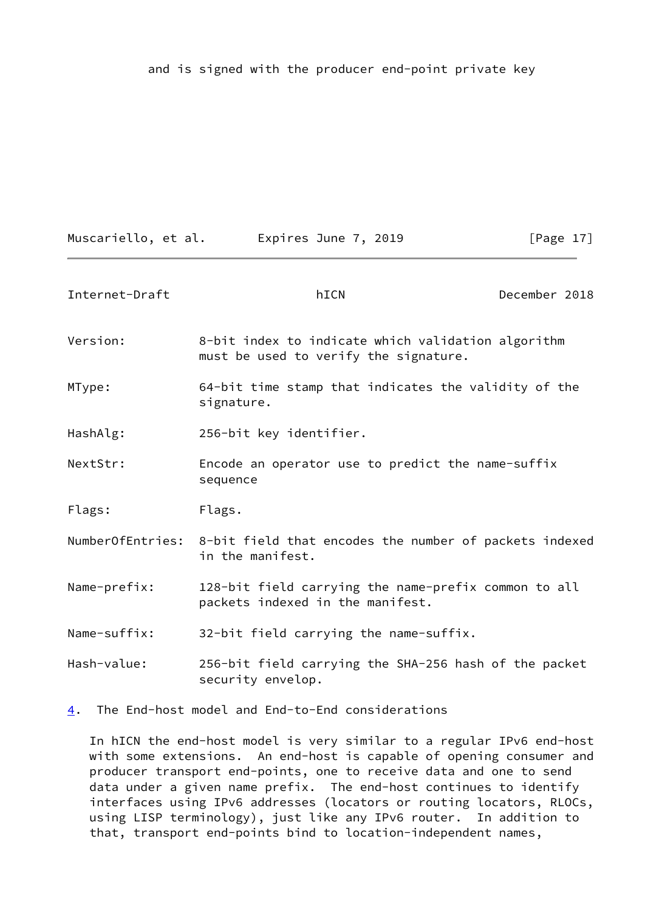and is signed with the producer end-point private key

Version: 8-bit index to indicate which validation algorithm must be used to verify the signature.

MType: 64-bit time stamp that indicates the validity of the signature.

HashAlg: 256-bit key identifier.

NextStr: Encode an operator use to predict the name-suffix sequence

Flags: Flags.

NumberOfEntries: 8-bit field that encodes the number of packets indexed in the manifest.

Name-prefix: 128-bit field carrying the name-prefix common to all packets indexed in the manifest.

Name-suffix: 32-bit field carrying the name-suffix.

Hash-value: 256-bit field carrying the SHA-256 hash of the packet security envelop.

## 4. The End-host model and End-to-End considerations

In hICN the end-host model is very similar to a regular IPv6 end-host with some extensions. An end-host is capable of opening consumer and producer transport end-points, one to receive data and one to send data under a given name prefix. The end-host continues to identify interfaces using IPv6 addresses (locators or routing locators, RLOCs, using LISP terminology), just like any IPv6 router. In addition to that, transport end-points bind to location-independent names,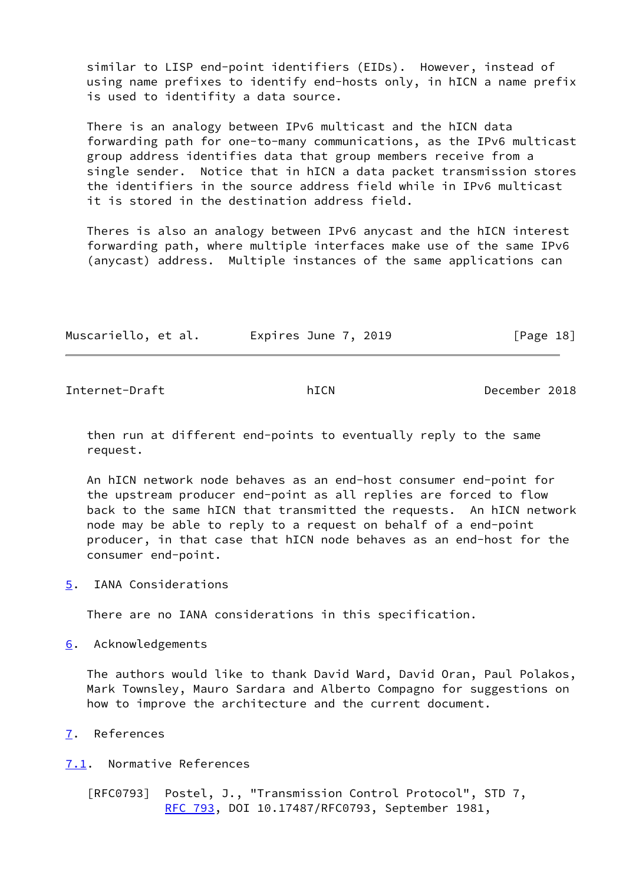similar to LISP end-point identifiers (EIDs). However, instead of using name prefixes to identify end-hosts only, in hICN a name prefix is used to identify a data source.

There is an analogy between IPv6 multicast and the hICN data forwarding path for one-to-many communications, as the IPv6 multicast group address identifies data that group members receive from a single sender. Notice that in hICN a data packet transmission stores the identifiers in the source address field while in IPv6 multicast it is stored in the destination address field.

Theres is also an analogy between IPv6 anycast and the hICN interest forwarding path, where multiple interfaces make use of the same IPv6 (anycast) address. Multiple instances of the same applications can then run at different end-points to eventually reply to the same request.

An hICN network node behaves as an end-host consumer end-point for the upstream producer end-point as all replies are forced to flow back to the same hICN that transmitted the requests. An hICN network node may be able to reply to a request on behalf of a end-point producer, in that case that hICN node behaves as an end-host for the consumer end-point.

## 5. IANA Considerations

There are no IANA considerations in this specification.

## 6. Acknowledgements

The authors would like to thank David Ward, David Oran, Paul Polakos, Mark Townsley, Mauro Sardara and Alberto Compagno for suggestions on how to improve the architecture and the current document.

## 7. References

### 7.1. Normative References

[RFC0793] Postel, J., "Transmission Control Protocol", STD 7, RFC 793, DOI 10.17487/RFC0793, September 1981,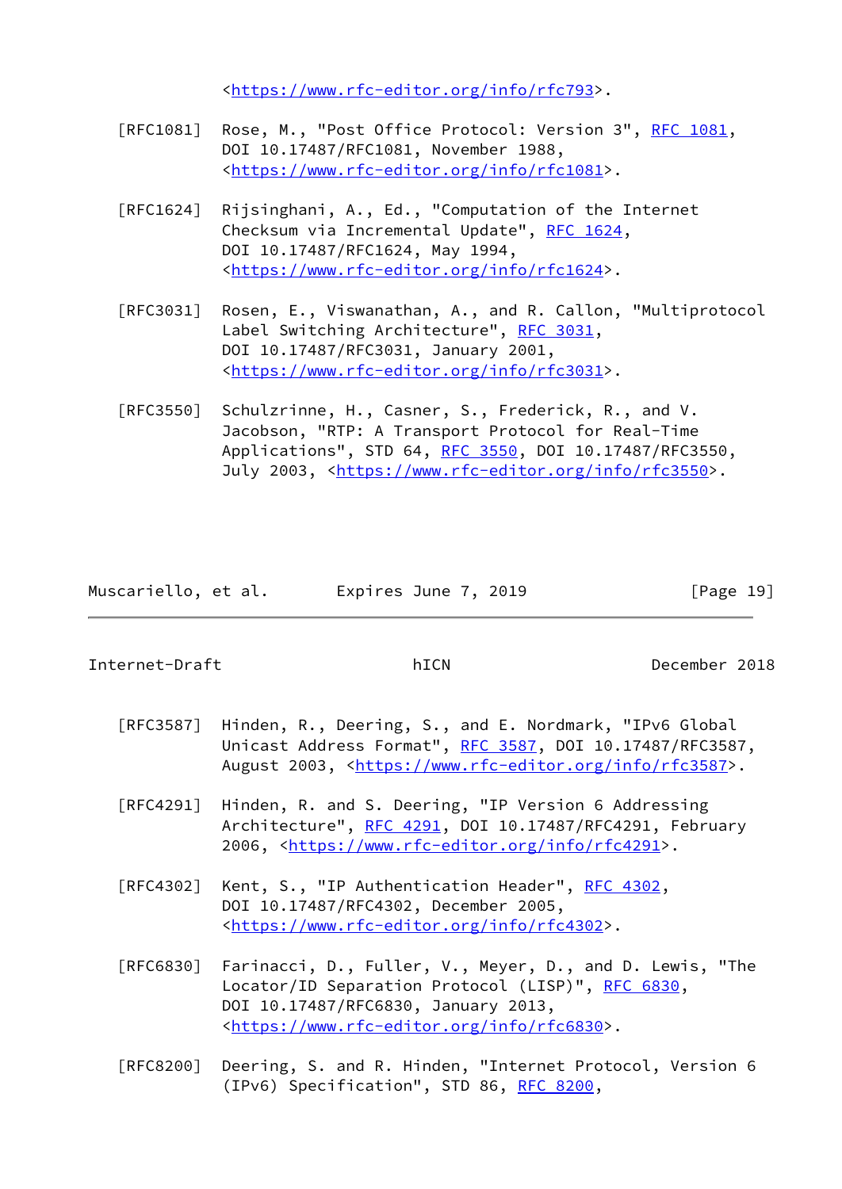<https://www.rfc-editor.org/info/rfc793>.

[RFC1081] Rose, M., "Post Office Protocol: Version 3", RFC 1081, DOI 10.17487/RFC1081, November 1988, <https://www.rfc-editor.org/info/rfc1081>.

[RFC1624] Rijsinghani, A., Ed., "Computation of the Internet Checksum via Incremental Update", RFC 1624, DOI 10.17487/RFC1624, May 1994, <https://www.rfc-editor.org/info/rfc1624>.

[RFC3031] Rosen, E., Viswanathan, A., and R. Callon, "Multiprotocol Label Switching Architecture", RFC 3031, DOI 10.17487/RFC3031, January 2001, <https://www.rfc-editor.org/info/rfc3031>.

[RFC3550] Schulzrinne, H., Casner, S., Frederick, R., and V. Jacobson, "RTP: A Transport Protocol for Real-Time Applications", STD 64, RFC 3550, DOI 10.17487/RFC3550, July 2003, <https://www.rfc-editor.org/info/rfc3550>.

[RFC3587] Hinden, R., Deering, S., and E. Nordmark, "IPv6 Global Unicast Address Format", RFC 3587, DOI 10.17487/RFC3587, August 2003, <https://www.rfc-editor.org/info/rfc3587>.

[RFC4291] Hinden, R. and S. Deering, "IP Version 6 Addressing Architecture", RFC 4291, DOI 10.17487/RFC4291, February 2006, <https://www.rfc-editor.org/info/rfc4291>.

[RFC4302] Kent, S., "IP Authentication Header", RFC 4302, DOI 10.17487/RFC4302, December 2005, <https://www.rfc-editor.org/info/rfc4302>.

[RFC6830] Farinacci, D., Fuller, V., Meyer, D., and D. Lewis, "The Locator/ID Separation Protocol (LISP)", RFC 6830, DOI 10.17487/RFC6830, January 2013, <https://www.rfc-editor.org/info/rfc6830>.

[RFC8200] Deering, S. and R. Hinden, "Internet Protocol, Version 6 (IPv6) Specification", STD 86, RFC 8200,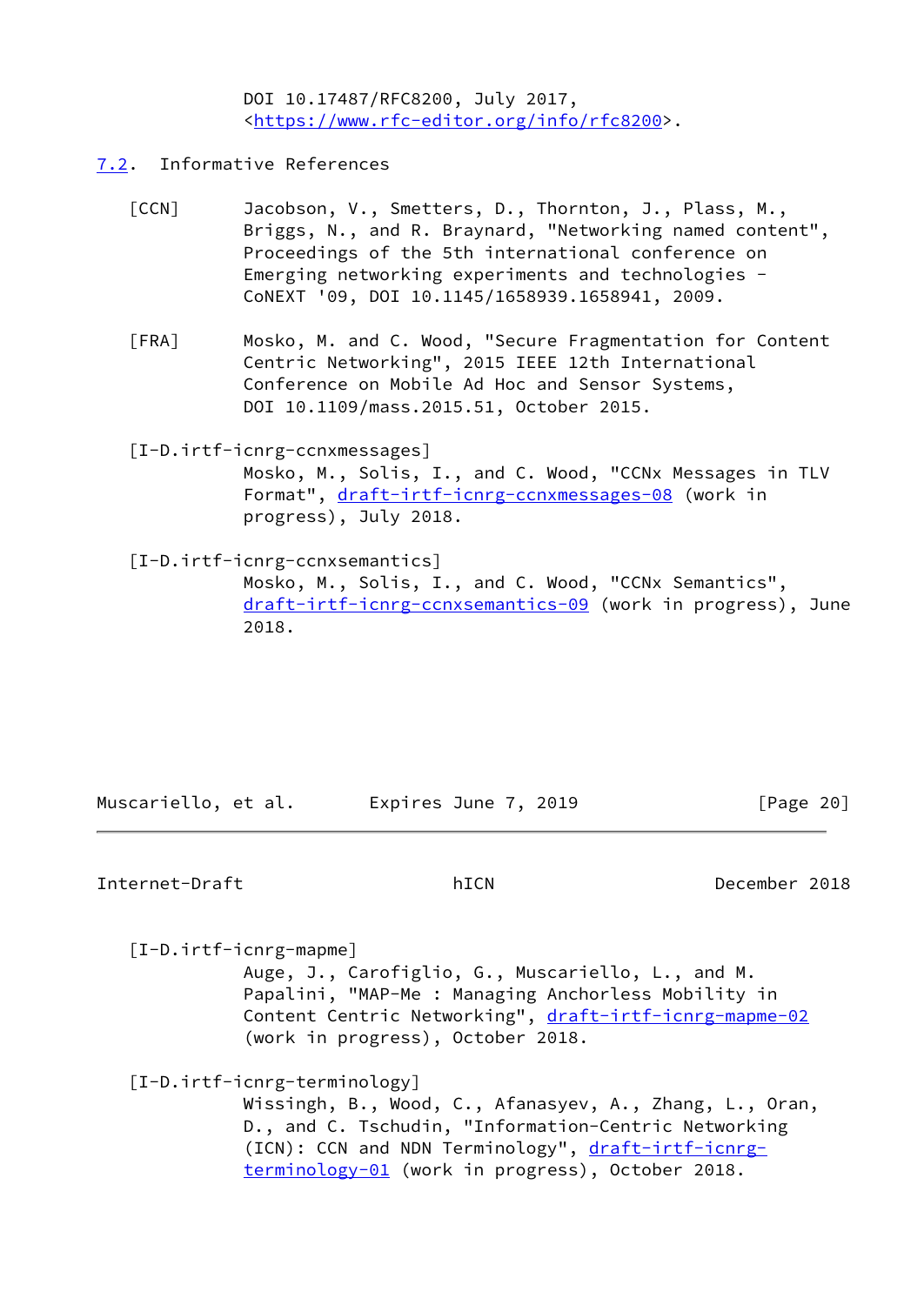DOI 10.17487/RFC8200, July 2017, <https://www.rfc-editor.org/info/rfc8200>.

## 7.2. Informative References

[CCN] Jacobson, V., Smetters, D., Thornton, J., Plass, M., Briggs, N., and R. Braynard, "Networking named content", Proceedings of the 5th international conference on Emerging networking experiments and technologies - CoNEXT '09, DOI 10.1145/1658939.1658941, 2009.

[FRA] Mosko, M. and C. Wood, "Secure Fragmentation for Content Centric Networking", 2015 IEEE 12th International Conference on Mobile Ad Hoc and Sensor Systems, DOI 10.1109/mass.2015.51, October 2015.

[I-D.irtf-icnrg-ccnxmessages]
Mosko, M., Solis, I., and C. Wood, "CCNx Messages in TLV Format", draft-irtf-icnrg-ccnxmessages-08 (work in progress), July 2018.

[I-D.irtf-icnrg-ccnxsemantics]
Mosko, M., Solis, I., and C. Wood, "CCNx Semantics", draft-irtf-icnrg-ccnxsemantics-09 (work in progress), June 2018.

[I-D.irtf-icnrg-mapme]
Auge, J., Carofiglio, G., Muscariello, L., and M. Papalini, "MAP-Me : Managing Anchorless Mobility in Content Centric Networking", draft-irtf-icnrg-mapme-02 (work in progress), October 2018.

[I-D.irtf-icnrg-terminology]
Wissingh, B., Wood, C., Afanasyev, A., Zhang, L., Oran, D., and C. Tschudin, "Information-Centric Networking (ICN): CCN and NDN Terminology", draft-irtf-icnrg-terminology-01 (work in progress), October 2018.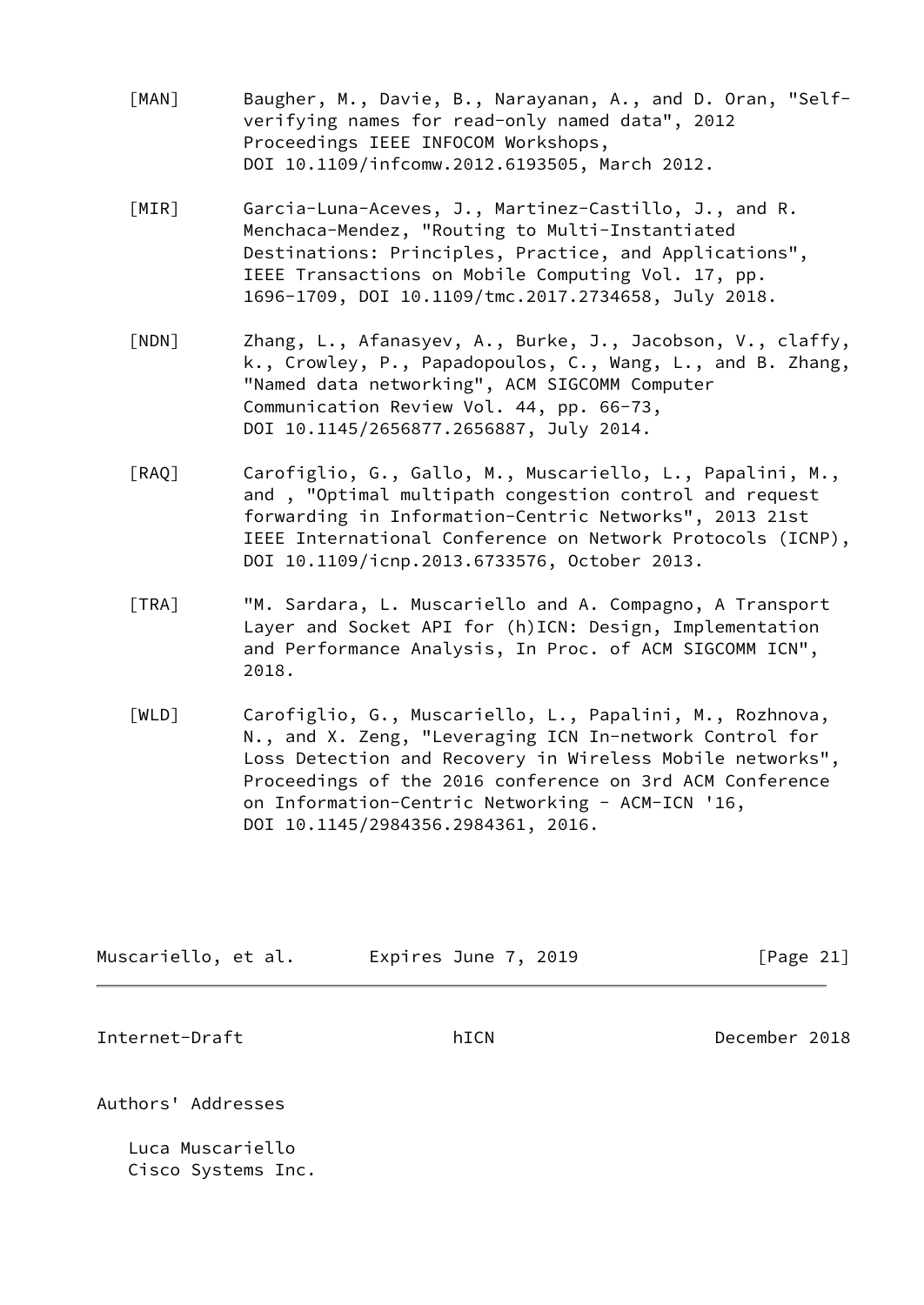[MAN] Baugher, M., Davie, B., Narayanan, A., and D. Oran, "Self-verifying names for read-only named data", 2012 Proceedings IEEE INFOCOM Workshops, DOI 10.1109/infcomw.2012.6193505, March 2012.

[MIR] Garcia-Luna-Aceves, J., Martinez-Castillo, J., and R. Menchaca-Mendez, "Routing to Multi-Instantiated Destinations: Principles, Practice, and Applications", IEEE Transactions on Mobile Computing Vol. 17, pp. 1696-1709, DOI 10.1109/tmc.2017.2734658, July 2018.

[NDN] Zhang, L., Afanasyev, A., Burke, J., Jacobson, V., claffy, k., Crowley, P., Papadopoulos, C., Wang, L., and B. Zhang, "Named data networking", ACM SIGCOMM Computer Communication Review Vol. 44, pp. 66-73, DOI 10.1145/2656877.2656887, July 2014.

[RAQ] Carofiglio, G., Gallo, M., Muscariello, L., Papalini, M., and , "Optimal multipath congestion control and request forwarding in Information-Centric Networks", 2013 21st IEEE International Conference on Network Protocols (ICNP), DOI 10.1109/icnp.2013.6733576, October 2013.

[TRA] "M. Sardara, L. Muscariello and A. Compagno, A Transport Layer and Socket API for (h)ICN: Design, Implementation and Performance Analysis, In Proc. of ACM SIGCOMM ICN", 2018.

[WLD] Carofiglio, G., Muscariello, L., Papalini, M., Rozhnova, N., and X. Zeng, "Leveraging ICN In-network Control for Loss Detection and Recovery in Wireless Mobile networks", Proceedings of the 2016 conference on 3rd ACM Conference on Information-Centric Networking - ACM-ICN '16, DOI 10.1145/2984356.2984361, 2016.

## Authors' Addresses

Luca Muscariello
Cisco Systems Inc.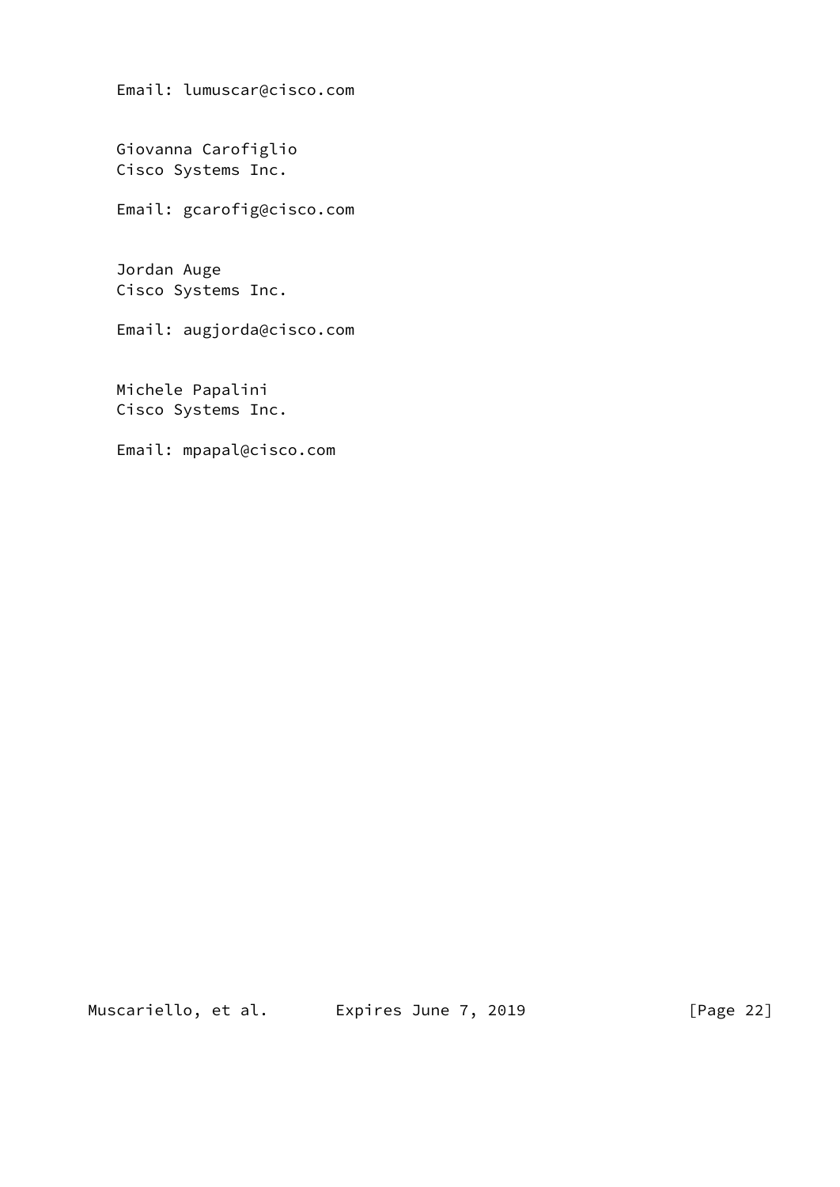Email: lumuscar@cisco.com

Giovanna Carofiglio
Cisco Systems Inc.

Email: gcarofig@cisco.com

Jordan Auge
Cisco Systems Inc.

Email: augjorda@cisco.com

Michele Papalini
Cisco Systems Inc.

Email: mpapal@cisco.com